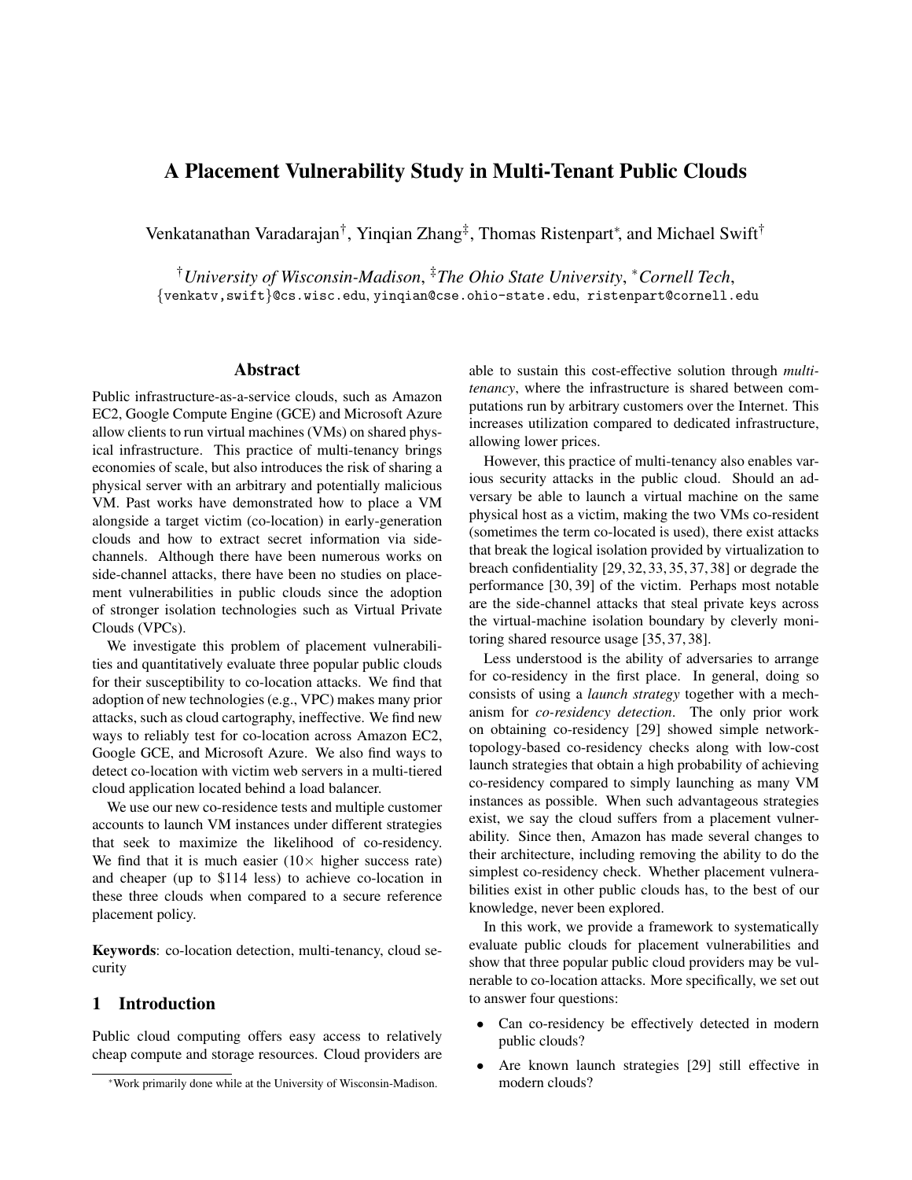# A Placement Vulnerability Study in Multi-Tenant Public Clouds

Venkatanathan Varadarajan[†], Yinqian Zhang[‡], Thomas Ristenpart[*], and Michael Swift[†]

[†]*University of Wisconsin-Madison*, [‡]*The Ohio State University*, [*]*Cornell Tech*,
{venkatv,swift}@cs.wisc.edu, yinqian@cse.ohio-state.edu, ristenpart@cornell.edu

## Abstract

Public infrastructure-as-a-service clouds, such as Amazon EC2, Google Compute Engine (GCE) and Microsoft Azure allow clients to run virtual machines (VMs) on shared physical infrastructure. This practice of multi-tenancy brings economies of scale, but also introduces the risk of sharing a physical server with an arbitrary and potentially malicious VM. Past works have demonstrated how to place a VM alongside a target victim (co-location) in early-generation clouds and how to extract secret information via side-channels. Although there have been numerous works on side-channel attacks, there have been no studies on placement vulnerabilities in public clouds since the adoption of stronger isolation technologies such as Virtual Private Clouds (VPCs).

We investigate this problem of placement vulnerabilities and quantitatively evaluate three popular public clouds for their susceptibility to co-location attacks. We find that adoption of new technologies (e.g., VPC) makes many prior attacks, such as cloud cartography, ineffective. We find new ways to reliably test for co-location across Amazon EC2, Google GCE, and Microsoft Azure. We also find ways to detect co-location with victim web servers in a multi-tiered cloud application located behind a load balancer.

We use our new co-residence tests and multiple customer accounts to launch VM instances under different strategies that seek to maximize the likelihood of co-residency. We find that it is much easier ($10\times$ higher success rate) and cheaper (up to \$114 less) to achieve co-location in these three clouds when compared to a secure reference placement policy.

**Keywords**: co-location detection, multi-tenancy, cloud security

## 1 Introduction

Public cloud computing offers easy access to relatively cheap compute and storage resources. Cloud providers are able to sustain this cost-effective solution through *multi-tenancy*, where the infrastructure is shared between computations run by arbitrary customers over the Internet. This increases utilization compared to dedicated infrastructure, allowing lower prices.

However, this practice of multi-tenancy also enables various security attacks in the public cloud. Should an adversary be able to launch a virtual machine on the same physical host as a victim, making the two VMs co-resident (sometimes the term co-located is used), there exist attacks that break the logical isolation provided by virtualization to breach confidentiality [29, 32, 33, 35, 37, 38] or degrade the performance [30, 39] of the victim. Perhaps most notable are the side-channel attacks that steal private keys across the virtual-machine isolation boundary by cleverly monitoring shared resource usage [35, 37, 38].

Less understood is the ability of adversaries to arrange for co-residency in the first place. In general, doing so consists of using a *launch strategy* together with a mechanism for *co-residency detection*. The only prior work on obtaining co-residency [29] showed simple network-topology-based co-residency checks along with low-cost launch strategies that obtain a high probability of achieving co-residency compared to simply launching as many VM instances as possible. When such advantageous strategies exist, we say the cloud suffers from a placement vulnerability. Since then, Amazon has made several changes to their architecture, including removing the ability to do the simplest co-residency check. Whether placement vulnerabilities exist in other public clouds has, to the best of our knowledge, never been explored.

In this work, we provide a framework to systematically evaluate public clouds for placement vulnerabilities and show that three popular public cloud providers may be vulnerable to co-location attacks. More specifically, we set out to answer four questions:

- Can co-residency be effectively detected in modern public clouds?
- Are known launch strategies [29] still effective in modern clouds?

[*]Work primarily done while at the University of Wisconsin-Madison.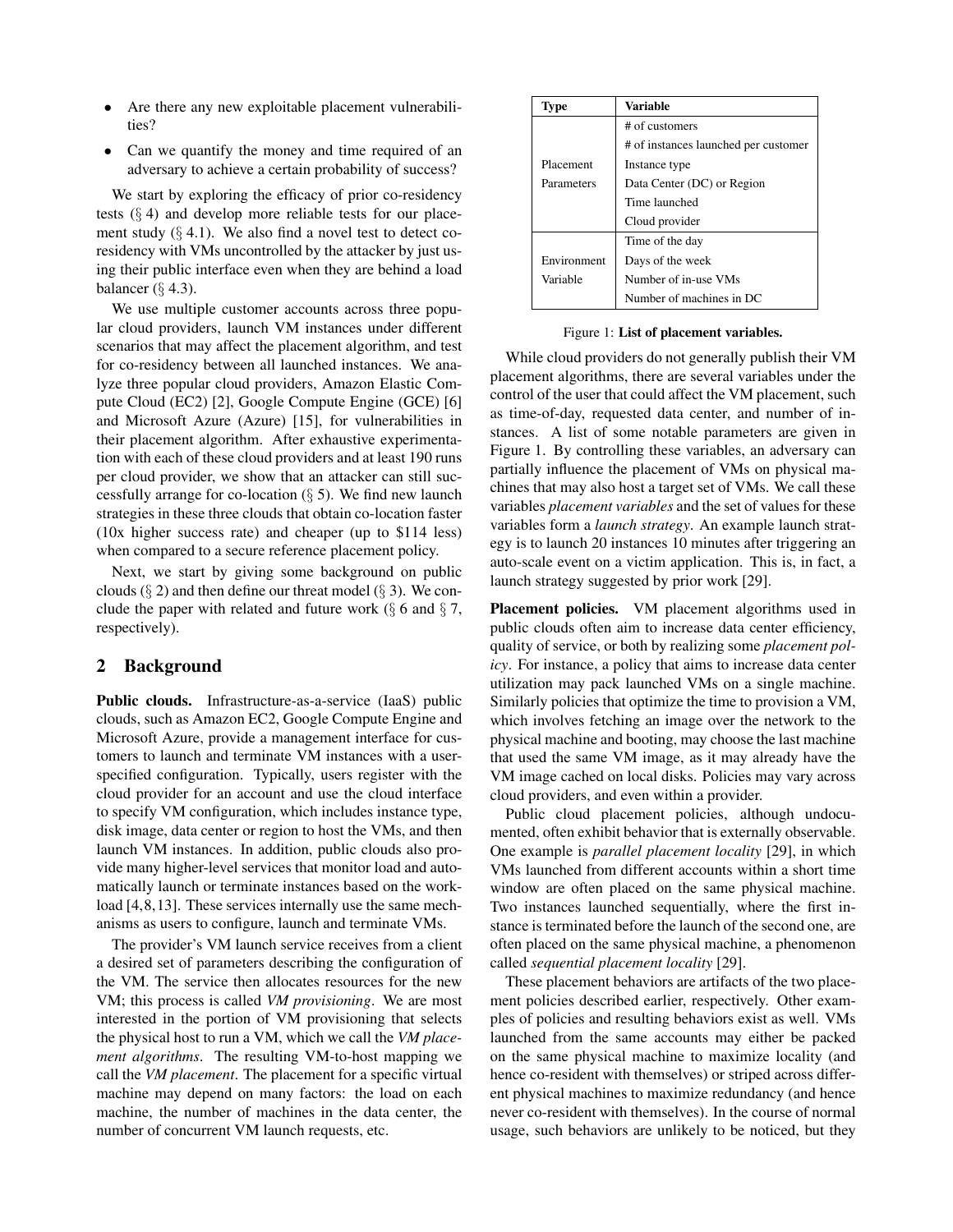- Are there any new exploitable placement vulnerabilities?
- Can we quantify the money and time required of an adversary to achieve a certain probability of success?

We start by exploring the efficacy of prior co-residency tests (§ 4) and develop more reliable tests for our placement study (§ 4.1). We also find a novel test to detect co-residency with VMs uncontrolled by the attacker by just using their public interface even when they are behind a load balancer (§ 4.3).

We use multiple customer accounts across three popular cloud providers, launch VM instances under different scenarios that may affect the placement algorithm, and test for co-residency between all launched instances. We analyze three popular cloud providers, Amazon Elastic Compute Cloud (EC2) [2], Google Compute Engine (GCE) [6] and Microsoft Azure (Azure) [15], for vulnerabilities in their placement algorithm. After exhaustive experimentation with each of these cloud providers and at least 190 runs per cloud provider, we show that an attacker can still successfully arrange for co-location (§ 5). We find new launch strategies in these three clouds that obtain co-location faster (10x higher success rate) and cheaper (up to $114 less) when compared to a secure reference placement policy.

Next, we start by giving some background on public clouds (§ 2) and then define our threat model (§ 3). We conclude the paper with related and future work (§ 6 and § 7, respectively).

## 2 Background

**Public clouds.** Infrastructure-as-a-service (IaaS) public clouds, such as Amazon EC2, Google Compute Engine and Microsoft Azure, provide a management interface for customers to launch and terminate VM instances with a user-specified configuration. Typically, users register with the cloud provider for an account and use the cloud interface to specify VM configuration, which includes instance type, disk image, data center or region to host the VMs, and then launch VM instances. In addition, public clouds also provide many higher-level services that monitor load and automatically launch or terminate instances based on the workload [4,8,13]. These services internally use the same mechanisms as users to configure, launch and terminate VMs.

The provider's VM launch service receives from a client a desired set of parameters describing the configuration of the VM. The service then allocates resources for the new VM; this process is called *VM provisioning*. We are most interested in the portion of VM provisioning that selects the physical host to run a VM, which we call the *VM placement algorithms*. The resulting VM-to-host mapping we call the *VM placement*. The placement for a specific virtual machine may depend on many factors: the load on each machine, the number of machines in the data center, the number of concurrent VM launch requests, etc.

| Type | Variable |
|---|---|
| Placement Parameters | # of customers |
| | # of instances launched per customer |
| | Instance type |
| | Data Center (DC) or Region |
| | Time launched |
| | Cloud provider |
| Environment Variable | Time of the day |
| | Days of the week |
| | Number of in-use VMs |
| | Number of machines in DC |

Figure 1: **List of placement variables.**

While cloud providers do not generally publish their VM placement algorithms, there are several variables under the control of the user that could affect the VM placement, such as time-of-day, requested data center, and number of instances. A list of some notable parameters are given in Figure 1. By controlling these variables, an adversary can partially influence the placement of VMs on physical machines that may also host a target set of VMs. We call these variables *placement variables* and the set of values for these variables form a *launch strategy*. An example launch strategy is to launch 20 instances 10 minutes after triggering an auto-scale event on a victim application. This is, in fact, a launch strategy suggested by prior work [29].

**Placement policies.** VM placement algorithms used in public clouds often aim to increase data center efficiency, quality of service, or both by realizing some *placement policy*. For instance, a policy that aims to increase data center utilization may pack launched VMs on a single machine. Similarly policies that optimize the time to provision a VM, which involves fetching an image over the network to the physical machine and booting, may choose the last machine that used the same VM image, as it may already have the VM image cached on local disks. Policies may vary across cloud providers, and even within a provider.

Public cloud placement policies, although undocumented, often exhibit behavior that is externally observable. One example is *parallel placement locality* [29], in which VMs launched from different accounts within a short time window are often placed on the same physical machine. Two instances launched sequentially, where the first instance is terminated before the launch of the second one, are often placed on the same physical machine, a phenomenon called *sequential placement locality* [29].

These placement behaviors are artifacts of the two placement policies described earlier, respectively. Other examples of policies and resulting behaviors exist as well. VMs launched from the same accounts may either be packed on the same physical machine to maximize locality (and hence co-resident with themselves) or striped across different physical machines to maximize redundancy (and hence never co-resident with themselves). In the course of normal usage, such behaviors are unlikely to be noticed, but they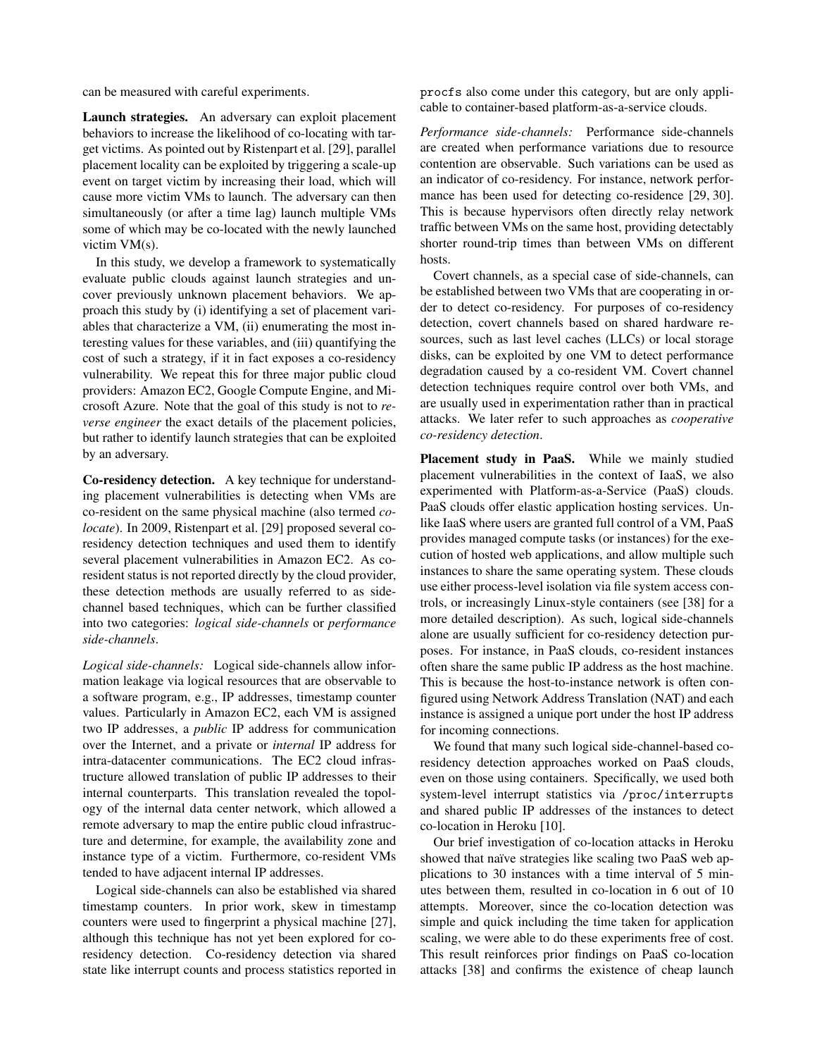can be measured with careful experiments.

**Launch strategies.** An adversary can exploit placement behaviors to increase the likelihood of co-locating with target victims. As pointed out by Ristenpart et al. [29], parallel placement locality can be exploited by triggering a scale-up event on target victim by increasing their load, which will cause more victim VMs to launch. The adversary can then simultaneously (or after a time lag) launch multiple VMs some of which may be co-located with the newly launched victim VM(s).

In this study, we develop a framework to systematically evaluate public clouds against launch strategies and uncover previously unknown placement behaviors. We approach this study by (i) identifying a set of placement variables that characterize a VM, (ii) enumerating the most interesting values for these variables, and (iii) quantifying the cost of such a strategy, if it in fact exposes a co-residency vulnerability. We repeat this for three major public cloud providers: Amazon EC2, Google Compute Engine, and Microsoft Azure. Note that the goal of this study is not to *reverse engineer* the exact details of the placement policies, but rather to identify launch strategies that can be exploited by an adversary.

**Co-residency detection.** A key technique for understanding placement vulnerabilities is detecting when VMs are co-resident on the same physical machine (also termed *colocate*). In 2009, Ristenpart et al. [29] proposed several co-residency detection techniques and used them to identify several placement vulnerabilities in Amazon EC2. As co-resident status is not reported directly by the cloud provider, these detection methods are usually referred to as side-channel based techniques, which can be further classified into two categories: *logical side-channels* or *performance side-channels*.

*Logical side-channels:* Logical side-channels allow information leakage via logical resources that are observable to a software program, e.g., IP addresses, timestamp counter values. Particularly in Amazon EC2, each VM is assigned two IP addresses, a *public* IP address for communication over the Internet, and a private or *internal* IP address for intra-datacenter communications. The EC2 cloud infrastructure allowed translation of public IP addresses to their internal counterparts. This translation revealed the topology of the internal data center network, which allowed a remote adversary to map the entire public cloud infrastructure and determine, for example, the availability zone and instance type of a victim. Furthermore, co-resident VMs tended to have adjacent internal IP addresses.

Logical side-channels can also be established via shared timestamp counters. In prior work, skew in timestamp counters were used to fingerprint a physical machine [27], although this technique has not yet been explored for co-residency detection. Co-residency detection via shared state like interrupt counts and process statistics reported in `procfs` also come under this category, but are only applicable to container-based platform-as-a-service clouds.

*Performance side-channels:* Performance side-channels are created when performance variations due to resource contention are observable. Such variations can be used as an indicator of co-residency. For instance, network performance has been used for detecting co-residence [29, 30]. This is because hypervisors often directly relay network traffic between VMs on the same host, providing detectably shorter round-trip times than between VMs on different hosts.

Covert channels, as a special case of side-channels, can be established between two VMs that are cooperating in order to detect co-residency. For purposes of co-residency detection, covert channels based on shared hardware resources, such as last level caches (LLCs) or local storage disks, can be exploited by one VM to detect performance degradation caused by a co-resident VM. Covert channel detection techniques require control over both VMs, and are usually used in experimentation rather than in practical attacks. We later refer to such approaches as *cooperative co-residency detection*.

**Placement study in PaaS.** While we mainly studied placement vulnerabilities in the context of IaaS, we also experimented with Platform-as-a-Service (PaaS) clouds. PaaS clouds offer elastic application hosting services. Unlike IaaS where users are granted full control of a VM, PaaS provides managed compute tasks (or instances) for the execution of hosted web applications, and allow multiple such instances to share the same operating system. These clouds use either process-level isolation via file system access controls, or increasingly Linux-style containers (see [38] for a more detailed description). As such, logical side-channels alone are usually sufficient for co-residency detection purposes. For instance, in PaaS clouds, co-resident instances often share the same public IP address as the host machine. This is because the host-to-instance network is often configured using Network Address Translation (NAT) and each instance is assigned a unique port under the host IP address for incoming connections.

We found that many such logical side-channel-based co-residency detection approaches worked on PaaS clouds, even on those using containers. Specifically, we used both system-level interrupt statistics via `/proc/interrupts` and shared public IP addresses of the instances to detect co-location in Heroku [10].

Our brief investigation of co-location attacks in Heroku showed that naïve strategies like scaling two PaaS web applications to 30 instances with a time interval of 5 minutes between them, resulted in co-location in 6 out of 10 attempts. Moreover, since the co-location detection was simple and quick including the time taken for application scaling, we were able to do these experiments free of cost. This result reinforces prior findings on PaaS co-location attacks [38] and confirms the existence of cheap launch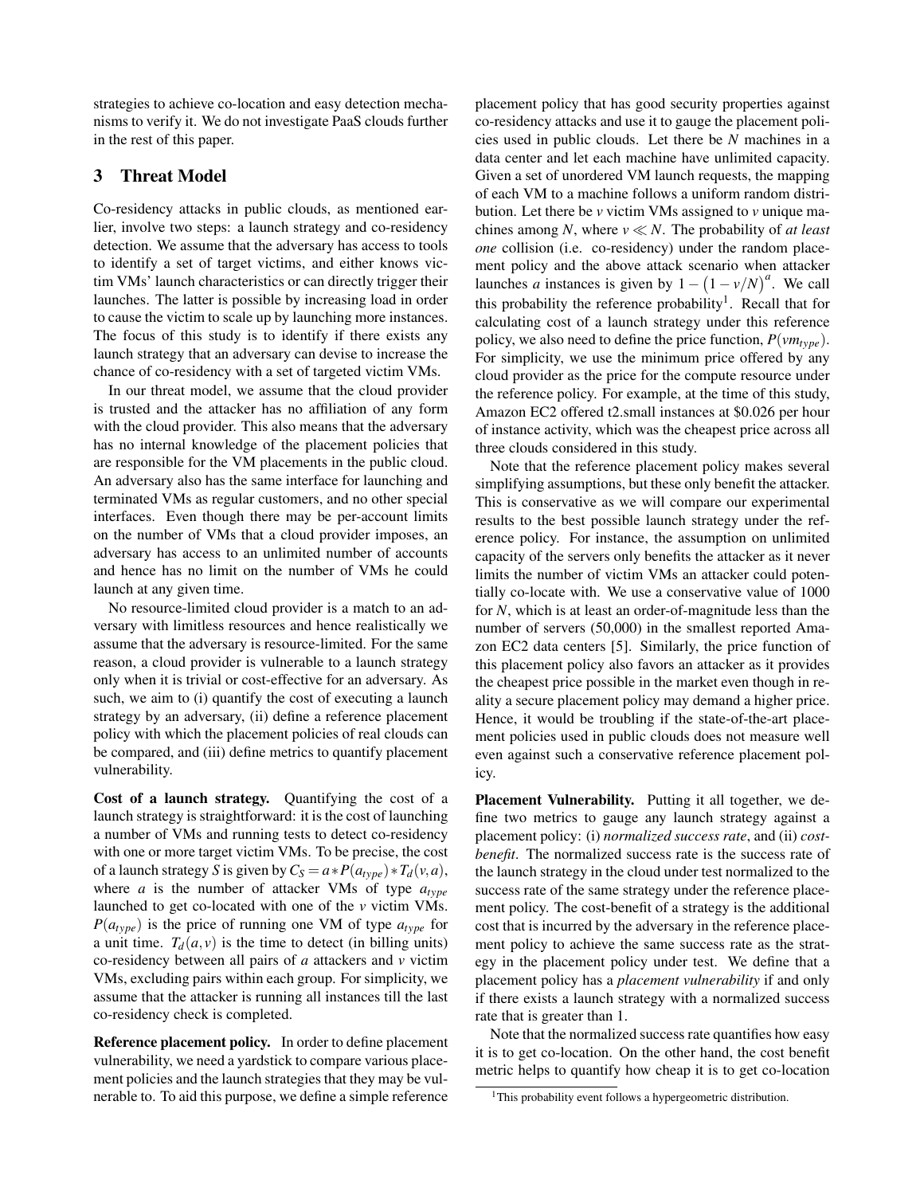strategies to achieve co-location and easy detection mechanisms to verify it. We do not investigate PaaS clouds further in the rest of this paper.

## 3 Threat Model

Co-residency attacks in public clouds, as mentioned earlier, involve two steps: a launch strategy and co-residency detection. We assume that the adversary has access to tools to identify a set of target victims, and either knows victim VMs' launch characteristics or can directly trigger their launches. The latter is possible by increasing load in order to cause the victim to scale up by launching more instances. The focus of this study is to identify if there exists any launch strategy that an adversary can devise to increase the chance of co-residency with a set of targeted victim VMs.

In our threat model, we assume that the cloud provider is trusted and the attacker has no affiliation of any form with the cloud provider. This also means that the adversary has no internal knowledge of the placement policies that are responsible for the VM placements in the public cloud. An adversary also has the same interface for launching and terminated VMs as regular customers, and no other special interfaces. Even though there may be per-account limits on the number of VMs that a cloud provider imposes, an adversary has access to an unlimited number of accounts and hence has no limit on the number of VMs he could launch at any given time.

No resource-limited cloud provider is a match to an adversary with limitless resources and hence realistically we assume that the adversary is resource-limited. For the same reason, a cloud provider is vulnerable to a launch strategy only when it is trivial or cost-effective for an adversary. As such, we aim to (i) quantify the cost of executing a launch strategy by an adversary, (ii) define a reference placement policy with which the placement policies of real clouds can be compared, and (iii) define metrics to quantify placement vulnerability.

**Cost of a launch strategy.** Quantifying the cost of a launch strategy is straightforward: it is the cost of launching a number of VMs and running tests to detect co-residency with one or more target victim VMs. To be precise, the cost of a launch strategy $S$ is given by $C_S = a * P(a_{type}) * T_d(v,a)$, where $a$ is the number of attacker VMs of type $a_{type}$ launched to get co-located with one of the $v$ victim VMs. $P(a_{type})$ is the price of running one VM of type $a_{type}$ for a unit time. $T_d(a,v)$ is the time to detect (in billing units) co-residency between all pairs of $a$ attackers and $v$ victim VMs, excluding pairs within each group. For simplicity, we assume that the attacker is running all instances till the last co-residency check is completed.

**Reference placement policy.** In order to define placement vulnerability, we need a yardstick to compare various placement policies and the launch strategies that they may be vulnerable to. To aid this purpose, we define a simple reference placement policy that has good security properties against co-residency attacks and use it to gauge the placement policies used in public clouds. Let there be $N$ machines in a data center and let each machine have unlimited capacity. Given a set of unordered VM launch requests, the mapping of each VM to a machine follows a uniform random distribution. Let there be $v$ victim VMs assigned to $v$ unique machines among $N$, where $v \ll N$. The probability of *at least one* collision (i.e. co-residency) under the random placement policy and the above attack scenario when attacker launches $a$ instances is given by $1 - \left(1 - v/N\right)^a$. We call this probability the reference probability[1]. Recall that for calculating cost of a launch strategy under this reference policy, we also need to define the price function, $P(vm_{type})$. For simplicity, we use the minimum price offered by any cloud provider as the price for the compute resource under the reference policy. For example, at the time of this study, Amazon EC2 offered t2.small instances at $0.026 per hour of instance activity, which was the cheapest price across all three clouds considered in this study.

Note that the reference placement policy makes several simplifying assumptions, but these only benefit the attacker. This is conservative as we will compare our experimental results to the best possible launch strategy under the reference policy. For instance, the assumption on unlimited capacity of the servers only benefits the attacker as it never limits the number of victim VMs an attacker could potentially co-locate with. We use a conservative value of 1000 for $N$, which is at least an order-of-magnitude less than the number of servers (50,000) in the smallest reported Amazon EC2 data centers [5]. Similarly, the price function of this placement policy also favors an attacker as it provides the cheapest price possible in the market even though in reality a secure placement policy may demand a higher price. Hence, it would be troubling if the state-of-the-art placement policies used in public clouds does not measure well even against such a conservative reference placement policy.

**Placement Vulnerability.** Putting it all together, we define two metrics to gauge any launch strategy against a placement policy: (i) *normalized success rate*, and (ii) *cost-benefit*. The normalized success rate is the success rate of the launch strategy in the cloud under test normalized to the success rate of the same strategy under the reference placement policy. The cost-benefit of a strategy is the additional cost that is incurred by the adversary in the reference placement policy to achieve the same success rate as the strategy in the placement policy under test. We define that a placement policy has a *placement vulnerability* if and only if there exists a launch strategy with a normalized success rate that is greater than 1.

Note that the normalized success rate quantifies how easy it is to get co-location. On the other hand, the cost benefit metric helps to quantify how cheap it is to get co-location

[1] This probability event follows a hypergeometric distribution.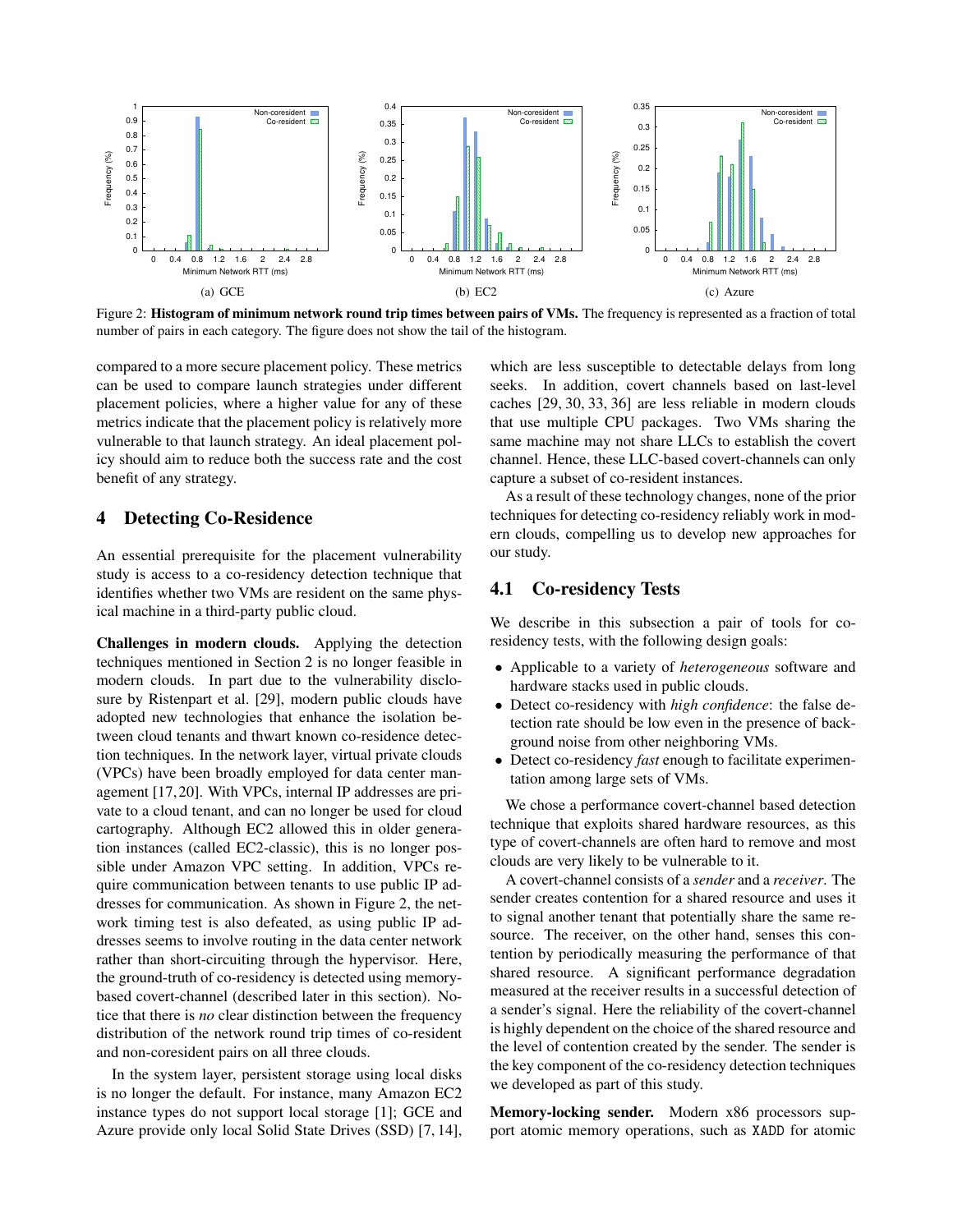Figure 2: **Histogram of minimum network round trip times between pairs of VMs.** The frequency is represented as a fraction of total number of pairs in each category. The figure does not show the tail of the histogram.

(a) GCE (b) EC2 (c) Azure

compared to a more secure placement policy. These metrics can be used to compare launch strategies under different placement policies, where a higher value for any of these metrics indicate that the placement policy is relatively more vulnerable to that launch strategy. An ideal placement policy should aim to reduce both the success rate and the cost benefit of any strategy.

## 4 Detecting Co-Residence

An essential prerequisite for the placement vulnerability study is access to a co-residency detection technique that identifies whether two VMs are resident on the same physical machine in a third-party public cloud.

**Challenges in modern clouds.** Applying the detection techniques mentioned in Section 2 is no longer feasible in modern clouds. In part due to the vulnerability disclosure by Ristenpart et al. [29], modern public clouds have adopted new technologies that enhance the isolation between cloud tenants and thwart known co-residence detection techniques. In the network layer, virtual private clouds (VPCs) have been broadly employed for data center management [17, 20]. With VPCs, internal IP addresses are private to a cloud tenant, and can no longer be used for cloud cartography. Although EC2 allowed this in older generation instances (called EC2-classic), this is no longer possible under Amazon VPC setting. In addition, VPCs require communication between tenants to use public IP addresses for communication. As shown in Figure 2, the network timing test is also defeated, as using public IP addresses seems to involve routing in the data center network rather than short-circuiting through the hypervisor. Here, the ground-truth of co-residency is detected using memory-based covert-channel (described later in this section). Notice that there is *no* clear distinction between the frequency distribution of the network round trip times of co-resident and non-coresident pairs on all three clouds.

In the system layer, persistent storage using local disks is no longer the default. For instance, many Amazon EC2 instance types do not support local storage [1]; GCE and Azure provide only local Solid State Drives (SSD) [7, 14], which are less susceptible to detectable delays from long seeks. In addition, covert channels based on last-level caches [29, 30, 33, 36] are less reliable in modern clouds that use multiple CPU packages. Two VMs sharing the same machine may not share LLCs to establish the covert channel. Hence, these LLC-based covert-channels can only capture a subset of co-resident instances.

As a result of these technology changes, none of the prior techniques for detecting co-residency reliably work in modern clouds, compelling us to develop new approaches for our study.

### 4.1 Co-residency Tests

We describe in this subsection a pair of tools for co-residency tests, with the following design goals:

- Applicable to a variety of *heterogeneous* software and hardware stacks used in public clouds.
- Detect co-residency with *high confidence*: the false detection rate should be low even in the presence of background noise from other neighboring VMs.
- Detect co-residency *fast* enough to facilitate experimentation among large sets of VMs.

We chose a performance covert-channel based detection technique that exploits shared hardware resources, as this type of covert-channels are often hard to remove and most clouds are very likely to be vulnerable to it.

A covert-channel consists of a *sender* and a *receiver*. The sender creates contention for a shared resource and uses it to signal another tenant that potentially share the same resource. The receiver, on the other hand, senses this contention by periodically measuring the performance of that shared resource. A significant performance degradation measured at the receiver results in a successful detection of a sender's signal. Here the reliability of the covert-channel is highly dependent on the choice of the shared resource and the level of contention created by the sender. The sender is the key component of the co-residency detection techniques we developed as part of this study.

**Memory-locking sender.** Modern x86 processors support atomic memory operations, such as XADD for atomic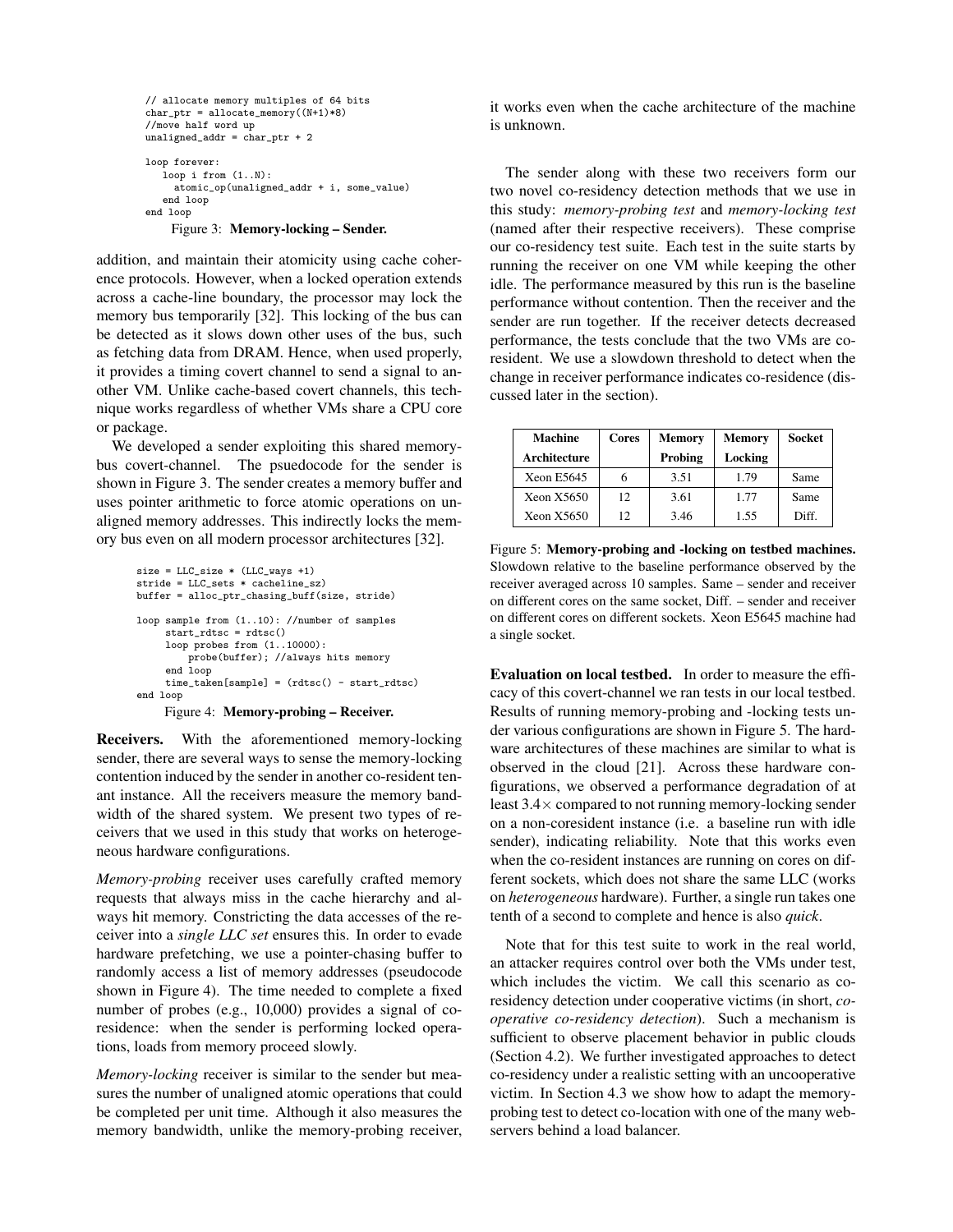```
// allocate memory multiples of 64 bits
char_ptr = allocate_memory((N+1)*8)
//move half word up
unaligned_addr = char_ptr + 2

loop forever:
   loop i from (1..N):
     atomic_op(unaligned_addr + i, some_value)
   end loop
end loop
```

Figure 3: **Memory-locking – Sender.**

addition, and maintain their atomicity using cache coherence protocols. However, when a locked operation extends across a cache-line boundary, the processor may lock the memory bus temporarily [32]. This locking of the bus can be detected as it slows down other uses of the bus, such as fetching data from DRAM. Hence, when used properly, it provides a timing covert channel to send a signal to another VM. Unlike cache-based covert channels, this technique works regardless of whether VMs share a CPU core or package.

We developed a sender exploiting this shared memory-bus covert-channel. The psuedocode for the sender is shown in Figure 3. The sender creates a memory buffer and uses pointer arithmetic to force atomic operations on unaligned memory addresses. This indirectly locks the memory bus even on all modern processor architectures [32].

```
size = LLC_size * (LLC_ways +1)
stride = LLC_sets * cacheline_sz)
buffer = alloc_ptr_chasing_buff(size, stride)

loop sample from (1..10): //number of samples
     start_rdtsc = rdtsc()
     loop probes from (1..10000):
         probe(buffer); //always hits memory
     end loop
     time_taken[sample] = (rdtsc() - start_rdtsc)
end loop
```

Figure 4: **Memory-probing – Receiver.**

**Receivers.** With the aforementioned memory-locking sender, there are several ways to sense the memory-locking contention induced by the sender in another co-resident tenant instance. All the receivers measure the memory bandwidth of the shared system. We present two types of receivers that we used in this study that works on heterogeneous hardware configurations.

*Memory-probing* receiver uses carefully crafted memory requests that always miss in the cache hierarchy and always hit memory. Constricting the data accesses of the receiver into a *single LLC set* ensures this. In order to evade hardware prefetching, we use a pointer-chasing buffer to randomly access a list of memory addresses (pseudocode shown in Figure 4). The time needed to complete a fixed number of probes (e.g., 10,000) provides a signal of co-residence: when the sender is performing locked operations, loads from memory proceed slowly.

*Memory-locking* receiver is similar to the sender but measures the number of unaligned atomic operations that could be completed per unit time. Although it also measures the memory bandwidth, unlike the memory-probing receiver, it works even when the cache architecture of the machine is unknown.

The sender along with these two receivers form our two novel co-residency detection methods that we use in this study: *memory-probing test* and *memory-locking test* (named after their respective receivers). These comprise our co-residency test suite. Each test in the suite starts by running the receiver on one VM while keeping the other idle. The performance measured by this run is the baseline performance without contention. Then the receiver and the sender are run together. If the receiver detects decreased performance, the tests conclude that the two VMs are co-resident. We use a slowdown threshold to detect when the change in receiver performance indicates co-residence (discussed later in the section).

| Machine Architecture | Cores | Memory Probing | Memory Locking | Socket |
|---|---|---|---|---|
| Xeon E5645 | 6 | 3.51 | 1.79 | Same |
| Xeon X5650 | 12 | 3.61 | 1.77 | Same |
| Xeon X5650 | 12 | 3.46 | 1.55 | Diff. |

Figure 5: **Memory-probing and -locking on testbed machines.** Slowdown relative to the baseline performance observed by the receiver averaged across 10 samples. Same – sender and receiver on different cores on the same socket, Diff. – sender and receiver on different cores on different sockets. Xeon E5645 machine had a single socket.

**Evaluation on local testbed.** In order to measure the efficacy of this covert-channel we ran tests in our local testbed. Results of running memory-probing and -locking tests under various configurations are shown in Figure 5. The hardware architectures of these machines are similar to what is observed in the cloud [21]. Across these hardware configurations, we observed a performance degradation of at least $3.4\times$ compared to not running memory-locking sender on a non-coresident instance (i.e. a baseline run with idle sender), indicating reliability. Note that this works even when the co-resident instances are running on cores on different sockets, which does not share the same LLC (works on *heterogeneous* hardware). Further, a single run takes one tenth of a second to complete and hence is also *quick*.

Note that for this test suite to work in the real world, an attacker requires control over both the VMs under test, which includes the victim. We call this scenario as co-residency detection under cooperative victims (in short, *cooperative co-residency detection*). Such a mechanism is sufficient to observe placement behavior in public clouds (Section 4.2). We further investigated approaches to detect co-residency under a realistic setting with an uncooperative victim. In Section 4.3 we show how to adapt the memory-probing test to detect co-location with one of the many web-servers behind a load balancer.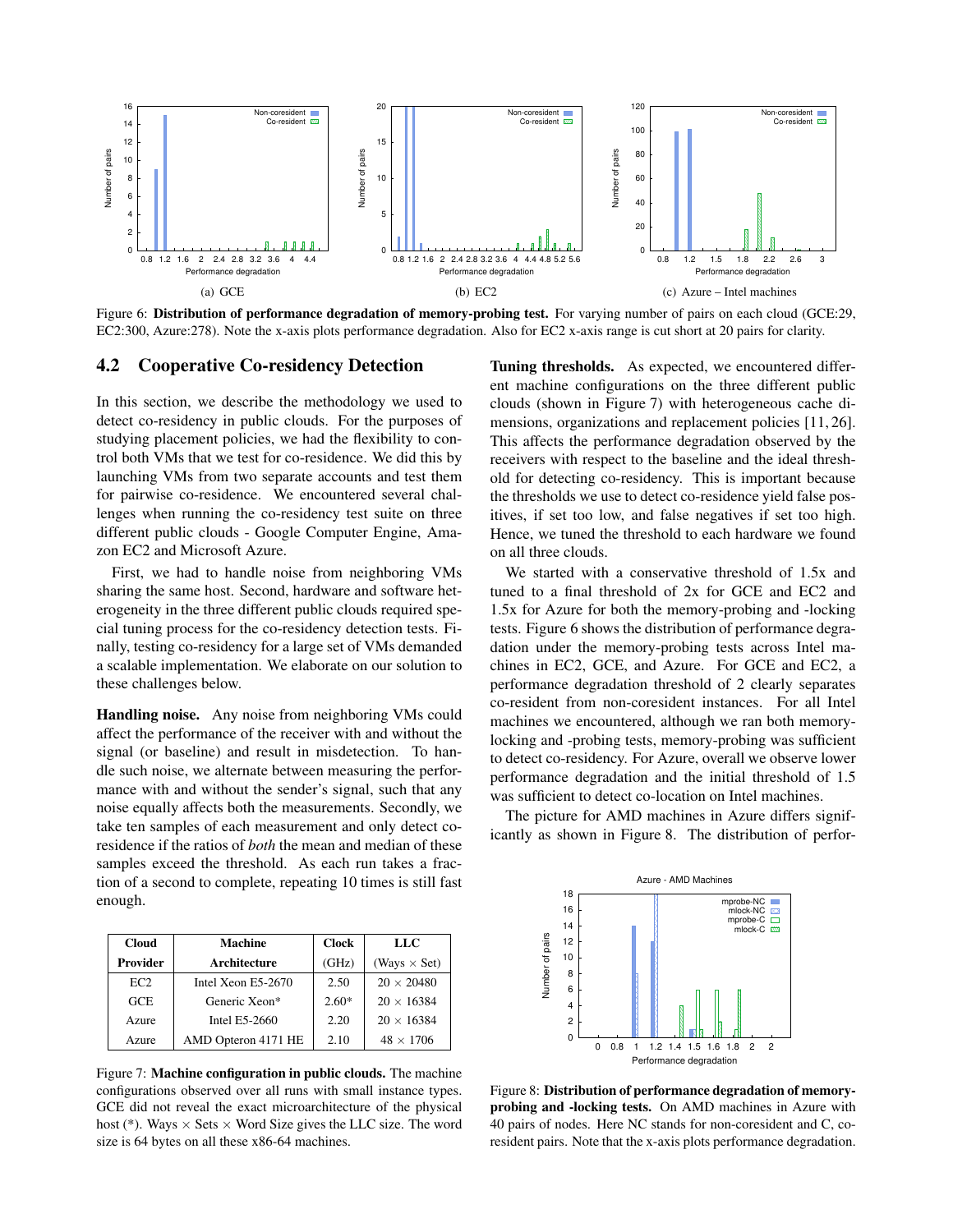Figure 6: **Distribution of performance degradation of memory-probing test.** For varying number of pairs on each cloud (GCE:29, EC2:300, Azure:278). Note the x-axis plots performance degradation. Also for EC2 x-axis range is cut short at 20 pairs for clarity.

## 4.2 Cooperative Co-residency Detection

In this section, we describe the methodology we used to detect co-residency in public clouds. For the purposes of studying placement policies, we had the flexibility to control both VMs that we test for co-residence. We did this by launching VMs from two separate accounts and test them for pairwise co-residence. We encountered several challenges when running the co-residency test suite on three different public clouds - Google Computer Engine, Amazon EC2 and Microsoft Azure.

First, we had to handle noise from neighboring VMs sharing the same host. Second, hardware and software heterogeneity in the three different public clouds required special tuning process for the co-residency detection tests. Finally, testing co-residency for a large set of VMs demanded a scalable implementation. We elaborate on our solution to these challenges below.

**Handling noise.** Any noise from neighboring VMs could affect the performance of the receiver with and without the signal (or baseline) and result in misdetection. To handle such noise, we alternate between measuring the performance with and without the sender's signal, such that any noise equally affects both the measurements. Secondly, we take ten samples of each measurement and only detect co-residence if the ratios of *both* the mean and median of these samples exceed the threshold. As each run takes a fraction of a second to complete, repeating 10 times is still fast enough.

| Cloud Provider | Machine Architecture | Clock (GHz) | LLC (Ways × Set) |
|---|---|---|---|
| EC2 | Intel Xeon E5-2670 | 2.50 | 20 × 20480 |
| GCE | Generic Xeon* | 2.60* | 20 × 16384 |
| Azure | Intel E5-2660 | 2.20 | 20 × 16384 |
| Azure | AMD Opteron 4171 HE | 2.10 | 48 × 1706 |

Figure 7: **Machine configuration in public clouds.** The machine configurations observed over all runs with small instance types. GCE did not reveal the exact microarchitecture of the physical host (*). Ways × Sets × Word Size gives the LLC size. The word size is 64 bytes on all these x86-64 machines.

**Tuning thresholds.** As expected, we encountered different machine configurations on the three different public clouds (shown in Figure 7) with heterogeneous cache dimensions, organizations and replacement policies [11, 26]. This affects the performance degradation observed by the receivers with respect to the baseline and the ideal threshold for detecting co-residency. This is important because the thresholds we use to detect co-residence yield false positives, if set too low, and false negatives if set too high. Hence, we tuned the threshold to each hardware we found on all three clouds.

We started with a conservative threshold of 1.5x and tuned to a final threshold of 2x for GCE and EC2 and 1.5x for Azure for both the memory-probing and -locking tests. Figure 6 shows the distribution of performance degradation under the memory-probing tests across Intel machines in EC2, GCE, and Azure. For GCE and EC2, a performance degradation threshold of 2 clearly separates co-resident from non-coresident instances. For all Intel machines we encountered, although we ran both memory-locking and -probing tests, memory-probing was sufficient to detect co-residency. For Azure, overall we observe lower performance degradation and the initial threshold of 1.5 was sufficient to detect co-location on Intel machines.

The picture for AMD machines in Azure differs significantly as shown in Figure 8. The distribution of perfor-

Figure 8: **Distribution of performance degradation of memory-probing and -locking tests.** On AMD machines in Azure with 40 pairs of nodes. Here NC stands for non-coresident and C, co-resident pairs. Note that the x-axis plots performance degradation.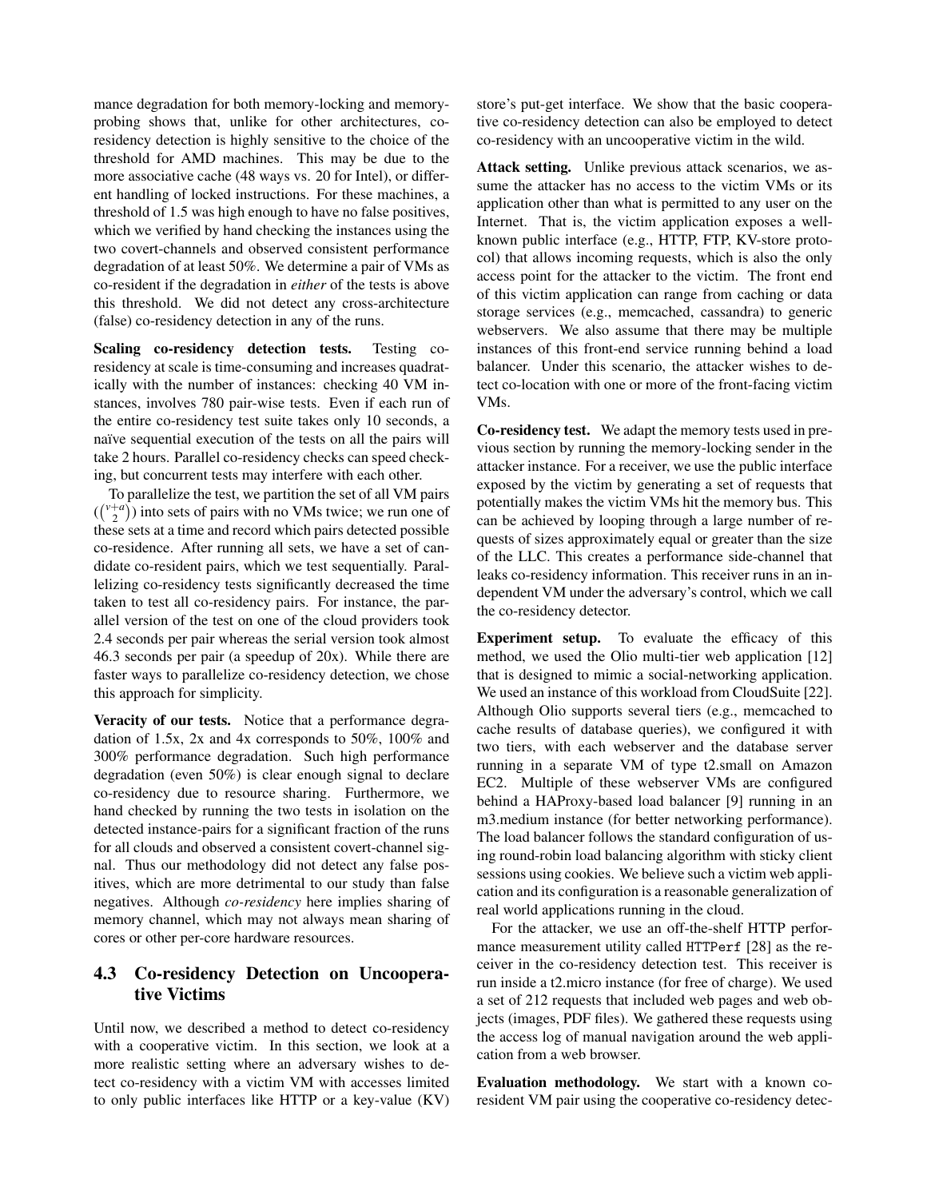mance degradation for both memory-locking and memory-probing shows that, unlike for other architectures, co-residency detection is highly sensitive to the choice of the threshold for AMD machines. This may be due to the more associative cache (48 ways vs. 20 for Intel), or different handling of locked instructions. For these machines, a threshold of 1.5 was high enough to have no false positives, which we verified by hand checking the instances using the two covert-channels and observed consistent performance degradation of at least 50%. We determine a pair of VMs as co-resident if the degradation in *either* of the tests is above this threshold. We did not detect any cross-architecture (false) co-residency detection in any of the runs.

**Scaling co-residency detection tests.** Testing co-residency at scale is time-consuming and increases quadratically with the number of instances: checking 40 VM instances, involves 780 pair-wise tests. Even if each run of the entire co-residency test suite takes only 10 seconds, a naïve sequential execution of the tests on all the pairs will take 2 hours. Parallel co-residency checks can speed checking, but concurrent tests may interfere with each other.

To parallelize the test, we partition the set of all VM pairs ($\binom{v+a}{2}$) into sets of pairs with no VMs twice; we run one of these sets at a time and record which pairs detected possible co-residence. After running all sets, we have a set of candidate co-resident pairs, which we test sequentially. Parallelizing co-residency tests significantly decreased the time taken to test all co-residency pairs. For instance, the parallel version of the test on one of the cloud providers took 2.4 seconds per pair whereas the serial version took almost 46.3 seconds per pair (a speedup of 20x). While there are faster ways to parallelize co-residency detection, we chose this approach for simplicity.

**Veracity of our tests.** Notice that a performance degradation of 1.5x, 2x and 4x corresponds to 50%, 100% and 300% performance degradation. Such high performance degradation (even 50%) is clear enough signal to declare co-residency due to resource sharing. Furthermore, we hand checked by running the two tests in isolation on the detected instance-pairs for a significant fraction of the runs for all clouds and observed a consistent covert-channel signal. Thus our methodology did not detect any false positives, which are more detrimental to our study than false negatives. Although *co-residency* here implies sharing of memory channel, which may not always mean sharing of cores or other per-core hardware resources.

## 4.3 Co-residency Detection on Uncooperative Victims

Until now, we described a method to detect co-residency with a cooperative victim. In this section, we look at a more realistic setting where an adversary wishes to detect co-residency with a victim VM with accesses limited to only public interfaces like HTTP or a key-value (KV) store's put-get interface. We show that the basic cooperative co-residency detection can also be employed to detect co-residency with an uncooperative victim in the wild.

**Attack setting.** Unlike previous attack scenarios, we assume the attacker has no access to the victim VMs or its application other than what is permitted to any user on the Internet. That is, the victim application exposes a well-known public interface (e.g., HTTP, FTP, KV-store protocol) that allows incoming requests, which is also the only access point for the attacker to the victim. The front end of this victim application can range from caching or data storage services (e.g., memcached, cassandra) to generic webservers. We also assume that there may be multiple instances of this front-end service running behind a load balancer. Under this scenario, the attacker wishes to detect co-location with one or more of the front-facing victim VMs.

**Co-residency test.** We adapt the memory tests used in previous section by running the memory-locking sender in the attacker instance. For a receiver, we use the public interface exposed by the victim by generating a set of requests that potentially makes the victim VMs hit the memory bus. This can be achieved by looping through a large number of requests of sizes approximately equal or greater than the size of the LLC. This creates a performance side-channel that leaks co-residency information. This receiver runs in an independent VM under the adversary's control, which we call the co-residency detector.

**Experiment setup.** To evaluate the efficacy of this method, we used the Olio multi-tier web application [12] that is designed to mimic a social-networking application. We used an instance of this workload from CloudSuite [22]. Although Olio supports several tiers (e.g., memcached to cache results of database queries), we configured it with two tiers, with each webserver and the database server running in a separate VM of type t2.small on Amazon EC2. Multiple of these webserver VMs are configured behind a HAProxy-based load balancer [9] running in an m3.medium instance (for better networking performance). The load balancer follows the standard configuration of using round-robin load balancing algorithm with sticky client sessions using cookies. We believe such a victim web application and its configuration is a reasonable generalization of real world applications running in the cloud.

For the attacker, we use an off-the-shelf HTTP performance measurement utility called `HTTPerf` [28] as the receiver in the co-residency detection test. This receiver is run inside a t2.micro instance (for free of charge). We used a set of 212 requests that included web pages and web objects (images, PDF files). We gathered these requests using the access log of manual navigation around the web application from a web browser.

**Evaluation methodology.** We start with a known co-resident VM pair using the cooperative co-residency detec-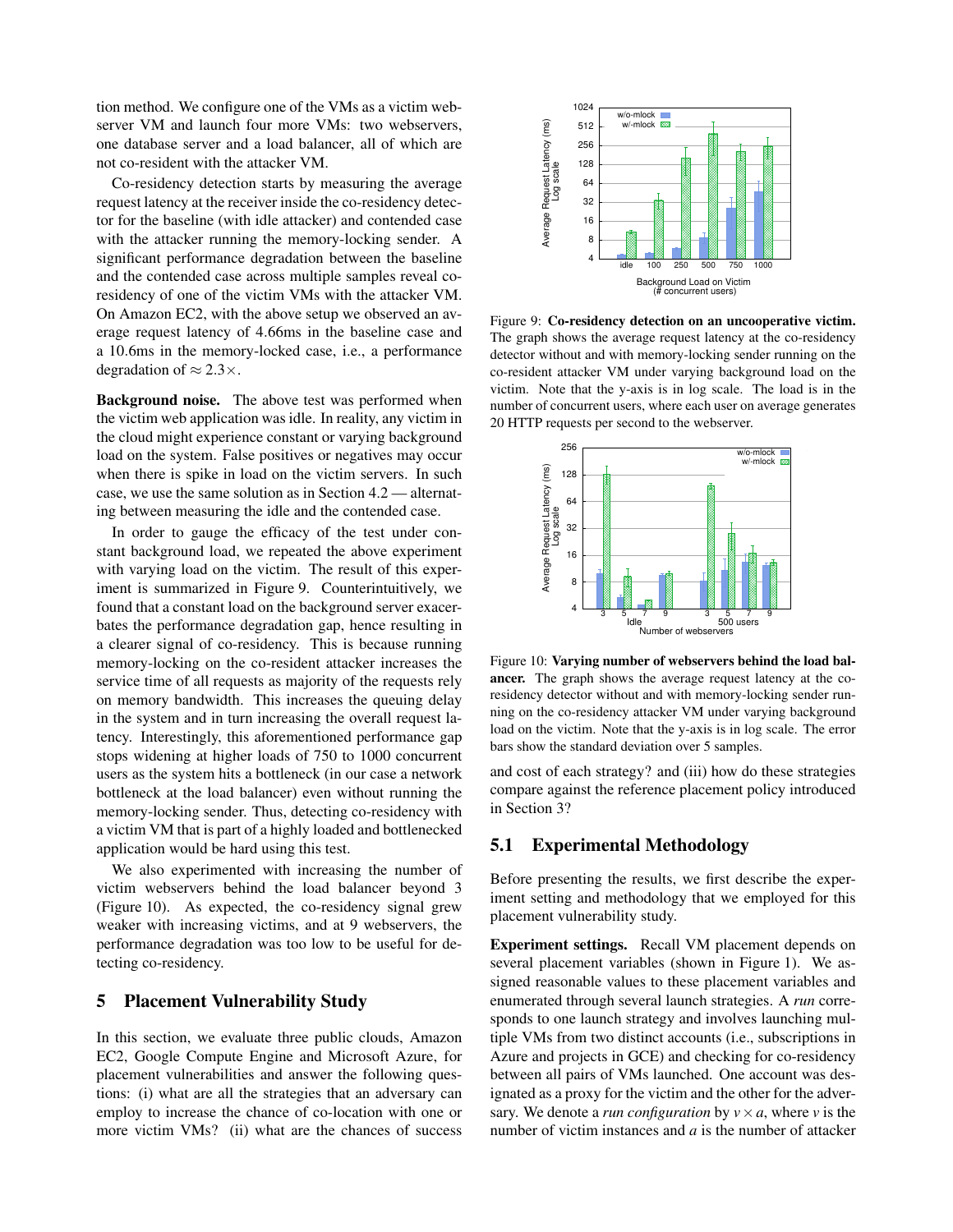tion method. We configure one of the VMs as a victim webserver VM and launch four more VMs: two webservers, one database server and a load balancer, all of which are not co-resident with the attacker VM.

Co-residency detection starts by measuring the average request latency at the receiver inside the co-residency detector for the baseline (with idle attacker) and contended case with the attacker running the memory-locking sender. A significant performance degradation between the baseline and the contended case across multiple samples reveal co-residency of one of the victim VMs with the attacker VM. On Amazon EC2, with the above setup we observed an average request latency of 4.66ms in the baseline case and a 10.6ms in the memory-locked case, i.e., a performance degradation of $\approx 2.3\times$.

**Background noise.** The above test was performed when the victim web application was idle. In reality, any victim in the cloud might experience constant or varying background load on the system. False positives or negatives may occur when there is spike in load on the victim servers. In such case, we use the same solution as in Section 4.2 — alternating between measuring the idle and the contended case.

In order to gauge the efficacy of the test under constant background load, we repeated the above experiment with varying load on the victim. The result of this experiment is summarized in Figure 9. Counterintuitively, we found that a constant load on the background server exacerbates the performance degradation gap, hence resulting in a clearer signal of co-residency. This is because running memory-locking on the co-resident attacker increases the service time of all requests as majority of the requests rely on memory bandwidth. This increases the queuing delay in the system and in turn increasing the overall request latency. Interestingly, this aforementioned performance gap stops widening at higher loads of 750 to 1000 concurrent users as the system hits a bottleneck (in our case a network bottleneck at the load balancer) even without running the memory-locking sender. Thus, detecting co-residency with a victim VM that is part of a highly loaded and bottlenecked application would be hard using this test.

We also experimented with increasing the number of victim webservers behind the load balancer beyond 3 (Figure 10). As expected, the co-residency signal grew weaker with increasing victims, and at 9 webservers, the performance degradation was too low to be useful for detecting co-residency.

Figure 9: **Co-residency detection on an uncooperative victim.** The graph shows the average request latency at the co-residency detector without and with memory-locking sender running on the co-resident attacker VM under varying background load on the victim. Note that the y-axis is in log scale. The load is in the number of concurrent users, where each user on average generates 20 HTTP requests per second to the webserver.

Figure 10: **Varying number of webservers behind the load balancer.** The graph shows the average request latency at the co-residency detector without and with memory-locking sender running on the co-residency attacker VM under varying background load on the victim. Note that the y-axis is in log scale. The error bars show the standard deviation over 5 samples.

## 5 Placement Vulnerability Study

In this section, we evaluate three public clouds, Amazon EC2, Google Compute Engine and Microsoft Azure, for placement vulnerabilities and answer the following questions: (i) what are all the strategies that an adversary can employ to increase the chance of co-location with one or more victim VMs? (ii) what are the chances of success and cost of each strategy? and (iii) how do these strategies compare against the reference placement policy introduced in Section 3?

### 5.1 Experimental Methodology

Before presenting the results, we first describe the experiment setting and methodology that we employed for this placement vulnerability study.

**Experiment settings.** Recall VM placement depends on several placement variables (shown in Figure 1). We assigned reasonable values to these placement variables and enumerated through several launch strategies. A *run* corresponds to one launch strategy and involves launching multiple VMs from two distinct accounts (i.e., subscriptions in Azure and projects in GCE) and checking for co-residency between all pairs of VMs launched. One account was designated as a proxy for the victim and the other for the adversary. We denote a *run configuration* by $v \times a$, where $v$ is the number of victim instances and $a$ is the number of attacker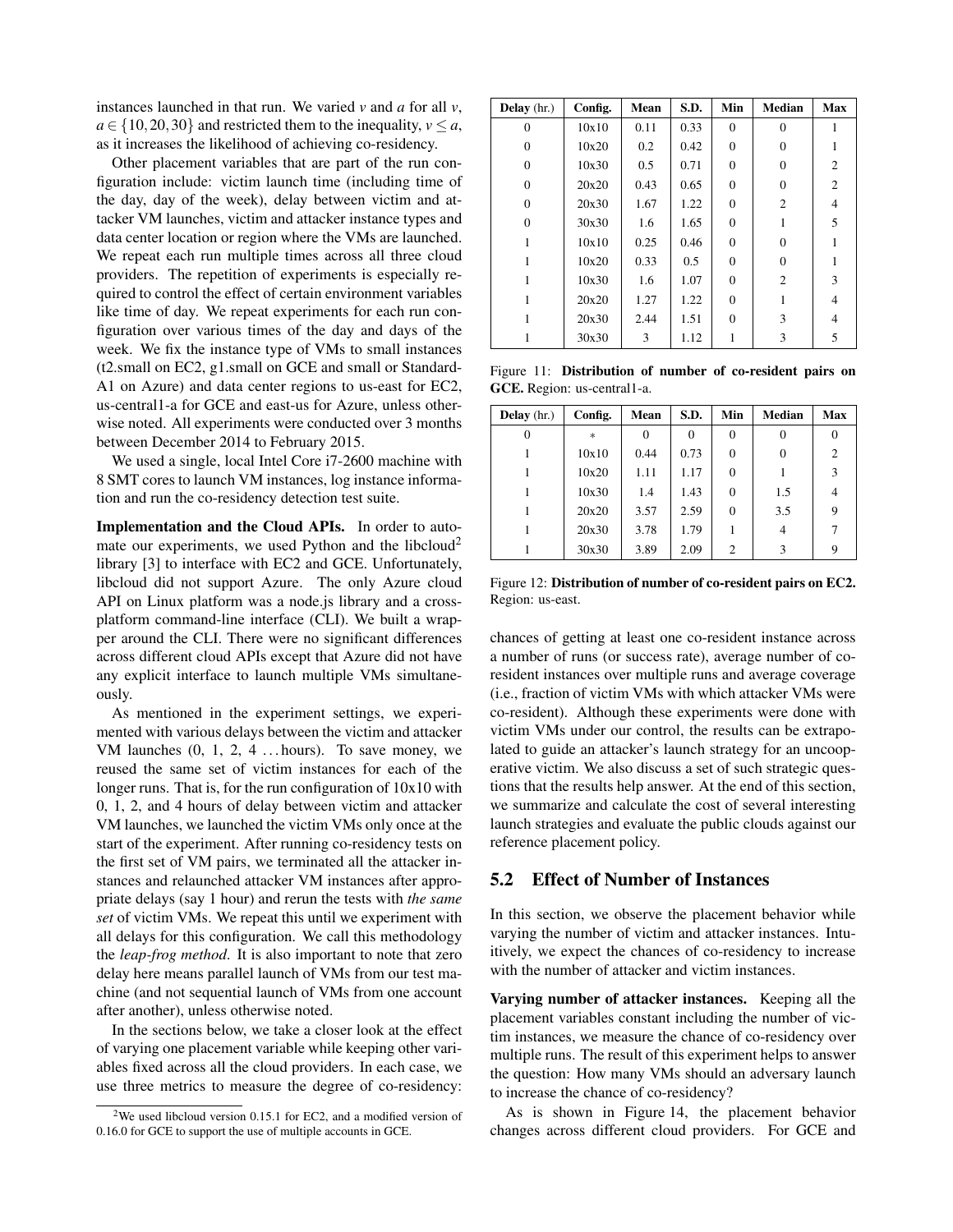instances launched in that run. We varied $v$ and $a$ for all $v$, $a \in \{10, 20, 30\}$ and restricted them to the inequality, $v \leq a$, as it increases the likelihood of achieving co-residency.

Other placement variables that are part of the run configuration include: victim launch time (including time of the day, day of the week), delay between victim and attacker VM launches, victim and attacker instance types and data center location or region where the VMs are launched. We repeat each run multiple times across all three cloud providers. The repetition of experiments is especially required to control the effect of certain environment variables like time of day. We repeat experiments for each run configuration over various times of the day and days of the week. We fix the instance type of VMs to small instances (t2.small on EC2, g1.small on GCE and small or Standard-A1 on Azure) and data center regions to us-east for EC2, us-central1-a for GCE and east-us for Azure, unless otherwise noted. All experiments were conducted over 3 months between December 2014 to February 2015.

We used a single, local Intel Core i7-2600 machine with 8 SMT cores to launch VM instances, log instance information and run the co-residency detection test suite.

**Implementation and the Cloud APIs.** In order to automate our experiments, we used Python and the libcloud[2] library [3] to interface with EC2 and GCE. Unfortunately, libcloud did not support Azure. The only Azure cloud API on Linux platform was a node.js library and a cross-platform command-line interface (CLI). We built a wrapper around the CLI. There were no significant differences across different cloud APIs except that Azure did not have any explicit interface to launch multiple VMs simultaneously.

As mentioned in the experiment settings, we experimented with various delays between the victim and attacker VM launches (0, 1, 2, 4 ... hours). To save money, we reused the same set of victim instances for each of the longer runs. That is, for the run configuration of 10x10 with 0, 1, 2, and 4 hours of delay between victim and attacker VM launches, we launched the victim VMs only once at the start of the experiment. After running co-residency tests on the first set of VM pairs, we terminated all the attacker instances and relaunched attacker VM instances after appropriate delays (say 1 hour) and rerun the tests with *the same set* of victim VMs. We repeat this until we experiment with all delays for this configuration. We call this methodology the *leap-frog method*. It is also important to note that zero delay here means parallel launch of VMs from our test machine (and not sequential launch of VMs from one account after another), unless otherwise noted.

In the sections below, we take a closer look at the effect of varying one placement variable while keeping other variables fixed across all the cloud providers. In each case, we use three metrics to measure the degree of co-residency: chances of getting at least one co-resident instance across a number of runs (or success rate), average number of co-resident instances over multiple runs and average coverage (i.e., fraction of victim VMs with which attacker VMs were co-resident). Although these experiments were done with victim VMs under our control, the results can be extrapolated to guide an attacker's launch strategy for an uncooperative victim. We also discuss a set of such strategic questions that the results help answer. At the end of this section, we summarize and calculate the cost of several interesting launch strategies and evaluate the public clouds against our reference placement policy.

[2] We used libcloud version 0.15.1 for EC2, and a modified version of 0.16.0 for GCE to support the use of multiple accounts in GCE.

| **Delay** (hr.) | **Config.** | **Mean** | **S.D.** | **Min** | **Median** | **Max** |
|---|---|---|---|---|---|---|
| 0 | 10x10 | 0.11 | 0.33 | 0 | 0 | 1 |
| 0 | 10x20 | 0.2 | 0.42 | 0 | 0 | 1 |
| 0 | 10x30 | 0.5 | 0.71 | 0 | 0 | 2 |
| 0 | 20x20 | 0.43 | 0.65 | 0 | 0 | 2 |
| 0 | 20x30 | 1.67 | 1.22 | 0 | 2 | 4 |
| 0 | 30x30 | 1.6 | 1.65 | 0 | 1 | 5 |
| 1 | 10x10 | 0.25 | 0.46 | 0 | 0 | 1 |
| 1 | 10x20 | 0.33 | 0.5 | 0 | 0 | 1 |
| 1 | 10x30 | 1.6 | 1.07 | 0 | 2 | 3 |
| 1 | 20x20 | 1.27 | 1.22 | 0 | 1 | 4 |
| 1 | 20x30 | 2.44 | 1.51 | 0 | 3 | 4 |
| 1 | 30x30 | 3 | 1.12 | 1 | 3 | 5 |

Figure 11: **Distribution of number of co-resident pairs on GCE.** Region: us-central1-a.

| **Delay** (hr.) | **Config.** | **Mean** | **S.D.** | **Min** | **Median** | **Max** |
|---|---|---|---|---|---|---|
| 0 | * | 0 | 0 | 0 | 0 | 0 |
| 1 | 10x10 | 0.44 | 0.73 | 0 | 0 | 2 |
| 1 | 10x20 | 1.11 | 1.17 | 0 | 1 | 3 |
| 1 | 10x30 | 1.4 | 1.43 | 0 | 1.5 | 4 |
| 1 | 20x20 | 3.57 | 2.59 | 0 | 3.5 | 9 |
| 1 | 20x30 | 3.78 | 1.79 | 1 | 4 | 7 |
| 1 | 30x30 | 3.89 | 2.09 | 2 | 3 | 9 |

Figure 12: **Distribution of number of co-resident pairs on EC2.** Region: us-east.

## 5.2 Effect of Number of Instances

In this section, we observe the placement behavior while varying the number of victim and attacker instances. Intuitively, we expect the chances of co-residency to increase with the number of attacker and victim instances.

**Varying number of attacker instances.** Keeping all the placement variables constant including the number of victim instances, we measure the chance of co-residency over multiple runs. The result of this experiment helps to answer the question: How many VMs should an adversary launch to increase the chance of co-residency?

As is shown in Figure 14, the placement behavior changes across different cloud providers. For GCE and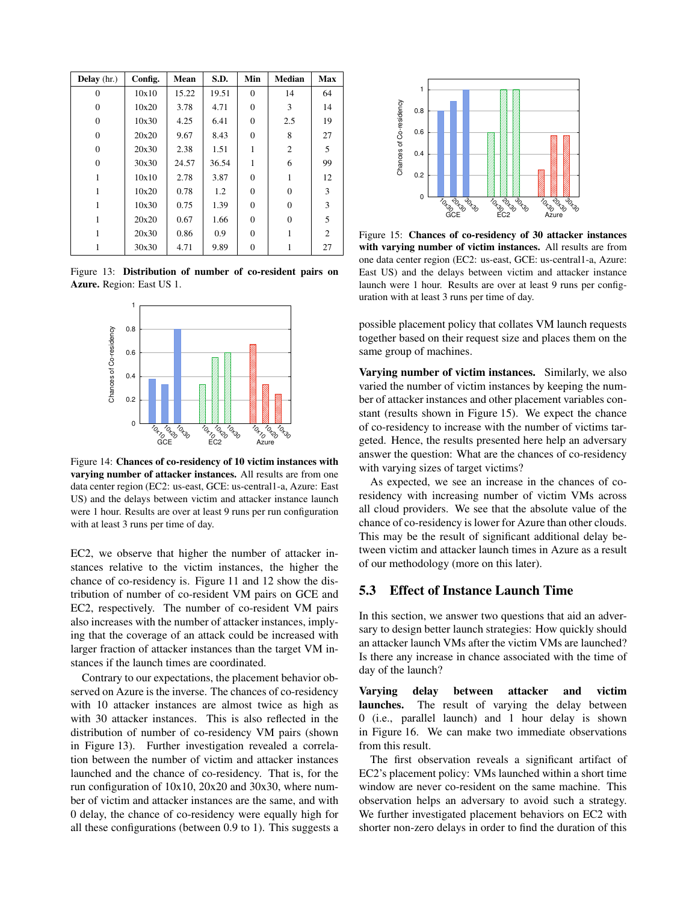| Delay (hr.) | Config. | Mean | S.D. | Min | Median | Max |
|---|---|---|---|---|---|---|
| 0 | 10x10 | 15.22 | 19.51 | 0 | 14 | 64 |
| 0 | 10x20 | 3.78 | 4.71 | 0 | 3 | 14 |
| 0 | 10x30 | 4.25 | 6.41 | 0 | 2.5 | 19 |
| 0 | 20x20 | 9.67 | 8.43 | 0 | 8 | 27 |
| 0 | 20x30 | 2.38 | 1.51 | 1 | 2 | 5 |
| 0 | 30x30 | 24.57 | 36.54 | 1 | 6 | 99 |
| 1 | 10x10 | 2.78 | 3.87 | 0 | 1 | 12 |
| 1 | 10x20 | 0.78 | 1.2 | 0 | 0 | 3 |
| 1 | 10x30 | 0.75 | 1.39 | 0 | 0 | 3 |
| 1 | 20x20 | 0.67 | 1.66 | 0 | 0 | 5 |
| 1 | 20x30 | 0.86 | 0.9 | 0 | 1 | 2 |
| 1 | 30x30 | 4.71 | 9.89 | 0 | 1 | 27 |

Figure 13: **Distribution of number of co-resident pairs on Azure.** Region: East US 1.

Figure 14: **Chances of co-residency of 10 victim instances with varying number of attacker instances.** All results are from one data center region (EC2: us-east, GCE: us-central1-a, Azure: East US) and the delays between victim and attacker instance launch were 1 hour. Results are over at least 9 runs per run configuration with at least 3 runs per time of day.

EC2, we observe that higher the number of attacker instances relative to the victim instances, the higher the chance of co-residency is. Figure 11 and 12 show the distribution of number of co-resident VM pairs on GCE and EC2, respectively. The number of co-resident VM pairs also increases with the number of attacker instances, implying that the coverage of an attack could be increased with larger fraction of attacker instances than the target VM instances if the launch times are coordinated.

Contrary to our expectations, the placement behavior observed on Azure is the inverse. The chances of co-residency with 10 attacker instances are almost twice as high as with 30 attacker instances. This is also reflected in the distribution of number of co-residency VM pairs (shown in Figure 13). Further investigation revealed a correlation between the number of victim and attacker instances launched and the chance of co-residency. That is, for the run configuration of 10x10, 20x20 and 30x30, where number of victim and attacker instances are the same, and with 0 delay, the chance of co-residency were equally high for all these configurations (between 0.9 to 1). This suggests a possible placement policy that collates VM launch requests together based on their request size and places them on the same group of machines.

Figure 15: **Chances of co-residency of 30 attacker instances with varying number of victim instances.** All results are from one data center region (EC2: us-east, GCE: us-central1-a, Azure: East US) and the delays between victim and attacker instance launch were 1 hour. Results are over at least 9 runs per configuration with at least 3 runs per time of day.

**Varying number of victim instances.** Similarly, we also varied the number of victim instances by keeping the number of attacker instances and other placement variables constant (results shown in Figure 15). We expect the chance of co-residency to increase with the number of victims targeted. Hence, the results presented here help an adversary answer the question: What are the chances of co-residency with varying sizes of target victims?

As expected, we see an increase in the chances of co-residency with increasing number of victim VMs across all cloud providers. We see that the absolute value of the chance of co-residency is lower for Azure than other clouds. This may be the result of significant additional delay between victim and attacker launch times in Azure as a result of our methodology (more on this later).

## 5.3 Effect of Instance Launch Time

In this section, we answer two questions that aid an adversary to design better launch strategies: How quickly should an attacker launch VMs after the victim VMs are launched? Is there any increase in chance associated with the time of day of the launch?

**Varying delay between attacker and victim launches.** The result of varying the delay between 0 (i.e., parallel launch) and 1 hour delay is shown in Figure 16. We can make two immediate observations from this result.

The first observation reveals a significant artifact of EC2's placement policy: VMs launched within a short time window are never co-resident on the same machine. This observation helps an adversary to avoid such a strategy. We further investigated placement behaviors on EC2 with shorter non-zero delays in order to find the duration of this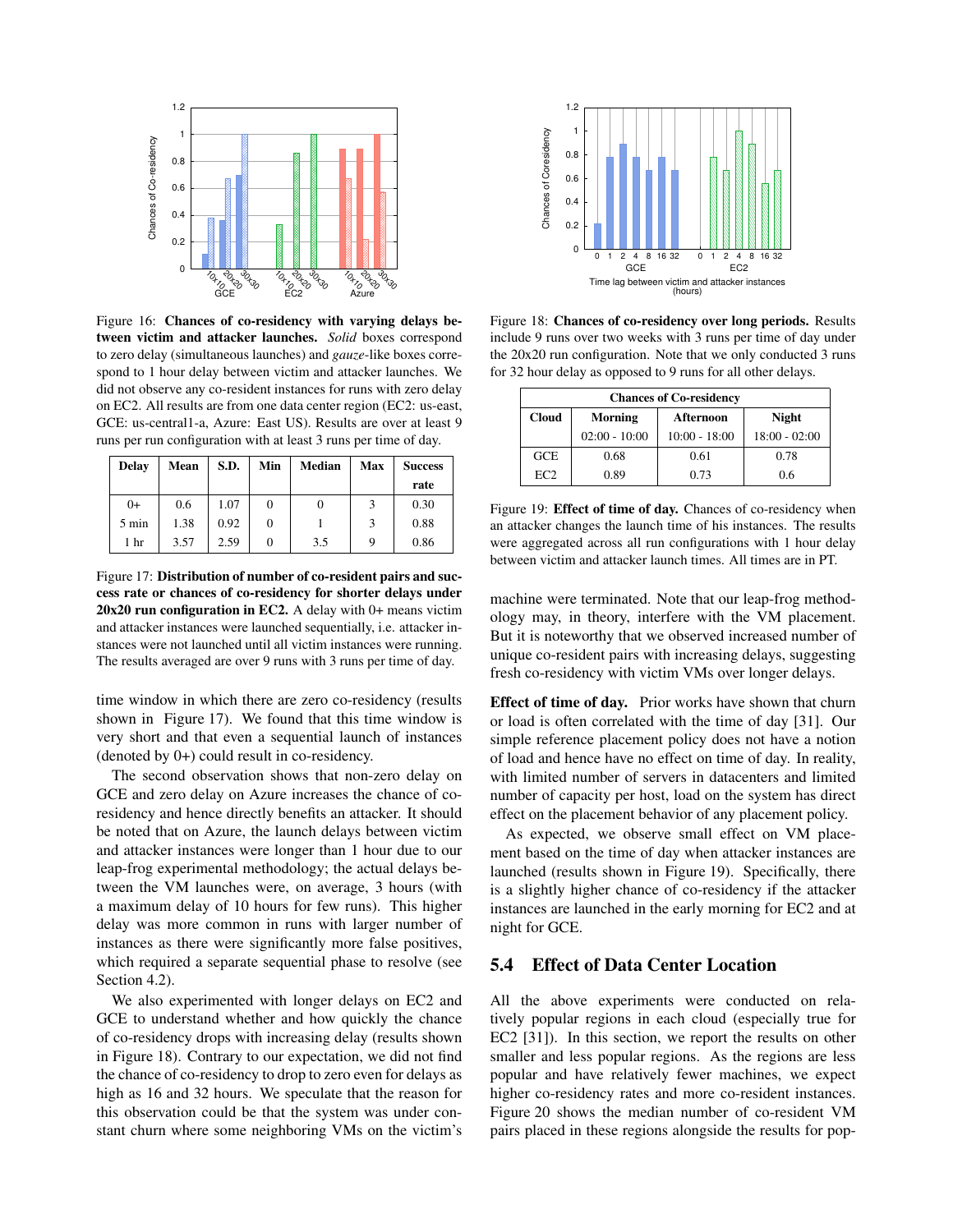Figure 16: **Chances of co-residency with varying delays between victim and attacker launches.** *Solid* boxes correspond to zero delay (simultaneous launches) and *gauze*-like boxes correspond to 1 hour delay between victim and attacker launches. We did not observe any co-resident instances for runs with zero delay on EC2. All results are from one data center region (EC2: us-east, GCE: us-central1-a, Azure: East US). Results are over at least 9 runs per run configuration with at least 3 runs per time of day.

| Delay | Mean | S.D. | Min | Median | Max | Success rate |
|---|---|---|---|---|---|---|
| 0+ | 0.6 | 1.07 | 0 | 0 | 3 | 0.30 |
| 5 min | 1.38 | 0.92 | 0 | 1 | 3 | 0.88 |
| 1 hr | 3.57 | 2.59 | 0 | 3.5 | 9 | 0.86 |

Figure 17: **Distribution of number of co-resident pairs and success rate or chances of co-residency for shorter delays under 20x20 run configuration in EC2.** A delay with 0+ means victim and attacker instances were launched sequentially, i.e. attacker instances were not launched until all victim instances were running. The results averaged are over 9 runs with 3 runs per time of day.

time window in which there are zero co-residency (results shown in Figure 17). We found that this time window is very short and that even a sequential launch of instances (denoted by 0+) could result in co-residency.

The second observation shows that non-zero delay on GCE and zero delay on Azure increases the chance of co-residency and hence directly benefits an attacker. It should be noted that on Azure, the launch delays between victim and attacker instances were longer than 1 hour due to our leap-frog experimental methodology; the actual delays between the VM launches were, on average, 3 hours (with a maximum delay of 10 hours for few runs). This higher delay was more common in runs with larger number of instances as there were significantly more false positives, which required a separate sequential phase to resolve (see Section 4.2).

We also experimented with longer delays on EC2 and GCE to understand whether and how quickly the chance of co-residency drops with increasing delay (results shown in Figure 18). Contrary to our expectation, we did not find the chance of co-residency to drop to zero even for delays as high as 16 and 32 hours. We speculate that the reason for this observation could be that the system was under constant churn where some neighboring VMs on the victim's machine were terminated. Note that our leap-frog methodology may, in theory, interfere with the VM placement. But it is noteworthy that we observed increased number of unique co-resident pairs with increasing delays, suggesting fresh co-residency with victim VMs over longer delays.

Figure 18: **Chances of co-residency over long periods.** Results include 9 runs over two weeks with 3 runs per time of day under the 20x20 run configuration. Note that we only conducted 3 runs for 32 hour delay as opposed to 9 runs for all other delays.

| Chances of Co-residency | | | |
|---|---|---|---|
| **Cloud** | **Morning** 02:00 - 10:00 | **Afternoon** 10:00 - 18:00 | **Night** 18:00 - 02:00 |
| GCE | 0.68 | 0.61 | 0.78 |
| EC2 | 0.89 | 0.73 | 0.6 |

Figure 19: **Effect of time of day.** Chances of co-residency when an attacker changes the launch time of his instances. The results were aggregated across all run configurations with 1 hour delay between victim and attacker launch times. All times are in PT.

**Effect of time of day.** Prior works have shown that churn or load is often correlated with the time of day [31]. Our simple reference placement policy does not have a notion of load and hence have no effect on time of day. In reality, with limited number of servers in datacenters and limited number of capacity per host, load on the system has direct effect on the placement behavior of any placement policy.

As expected, we observe small effect on VM placement based on the time of day when attacker instances are launched (results shown in Figure 19). Specifically, there is a slightly higher chance of co-residency if the attacker instances are launched in the early morning for EC2 and at night for GCE.

## 5.4 Effect of Data Center Location

All the above experiments were conducted on relatively popular regions in each cloud (especially true for EC2 [31]). In this section, we report the results on other smaller and less popular regions. As the regions are less popular and have relatively fewer machines, we expect higher co-residency rates and more co-resident instances. Figure 20 shows the median number of co-resident VM pairs placed in these regions alongside the results for pop-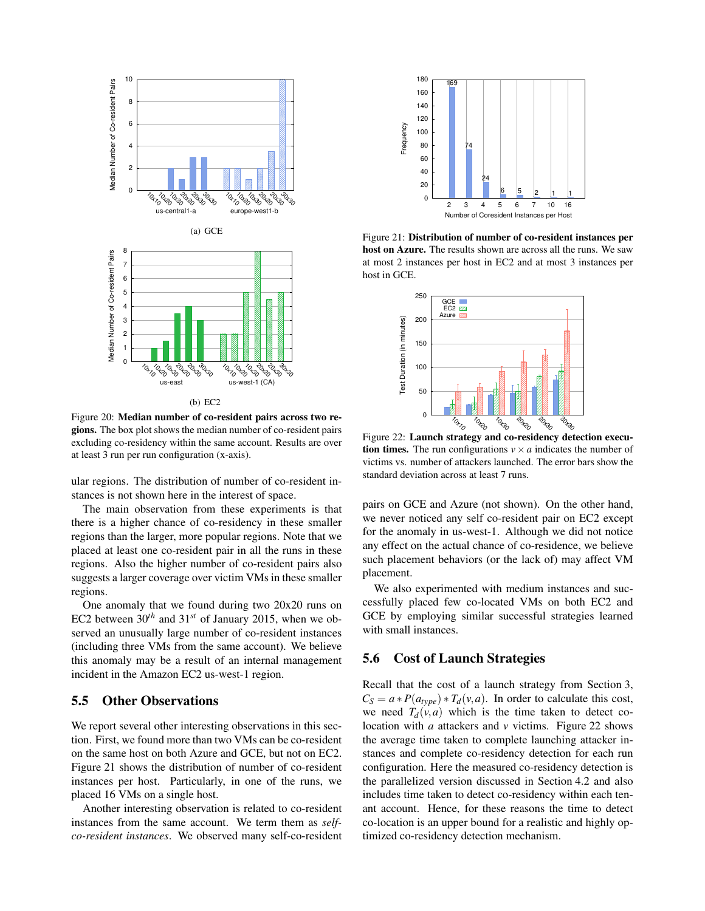(a) GCE

(b) EC2

Figure 20: **Median number of co-resident pairs across two regions.** The box plot shows the median number of co-resident pairs excluding co-residency within the same account. Results are over at least 3 run per run configuration (x-axis).

ular regions. The distribution of number of co-resident instances is not shown here in the interest of space.

The main observation from these experiments is that there is a higher chance of co-residency in these smaller regions than the larger, more popular regions. Note that we placed at least one co-resident pair in all the runs in these regions. Also the higher number of co-resident pairs also suggests a larger coverage over victim VMs in these smaller regions.

One anomaly that we found during two 20x20 runs on EC2 between $30^{th}$ and $31^{st}$ of January 2015, when we observed an unusually large number of co-resident instances (including three VMs from the same account). We believe this anomaly may be a result of an internal management incident in the Amazon EC2 us-west-1 region.

## 5.5 Other Observations

We report several other interesting observations in this section. First, we found more than two VMs can be co-resident on the same host on both Azure and GCE, but not on EC2. Figure 21 shows the distribution of number of co-resident instances per host. Particularly, in one of the runs, we placed 16 VMs on a single host.

Another interesting observation is related to co-resident instances from the same account. We term them as *self-co-resident instances*. We observed many self-co-resident

Figure 21: **Distribution of number of co-resident instances per host on Azure.** The results shown are across all the runs. We saw at most 2 instances per host in EC2 and at most 3 instances per host in GCE.

Figure 22: **Launch strategy and co-residency detection execution times.** The run configurations $v \times a$ indicates the number of victims vs. number of attackers launched. The error bars show the standard deviation across at least 7 runs.

pairs on GCE and Azure (not shown). On the other hand, we never noticed any self co-resident pair on EC2 except for the anomaly in us-west-1. Although we did not notice any effect on the actual chance of co-residence, we believe such placement behaviors (or the lack of) may affect VM placement.

We also experimented with medium instances and successfully placed few co-located VMs on both EC2 and GCE by employing similar successful strategies learned with small instances.

## 5.6 Cost of Launch Strategies

Recall that the cost of a launch strategy from Section 3, $C_S = a * P(a_{type}) * T_d(v,a)$. In order to calculate this cost, we need $T_d(v,a)$ which is the time taken to detect co-location with $a$ attackers and $v$ victims. Figure 22 shows the average time taken to complete launching attacker instances and complete co-residency detection for each run configuration. Here the measured co-residency detection is the parallelized version discussed in Section 4.2 and also includes time taken to detect co-residency within each tenant account. Hence, for these reasons the time to detect co-location is an upper bound for a realistic and highly optimized co-residency detection mechanism.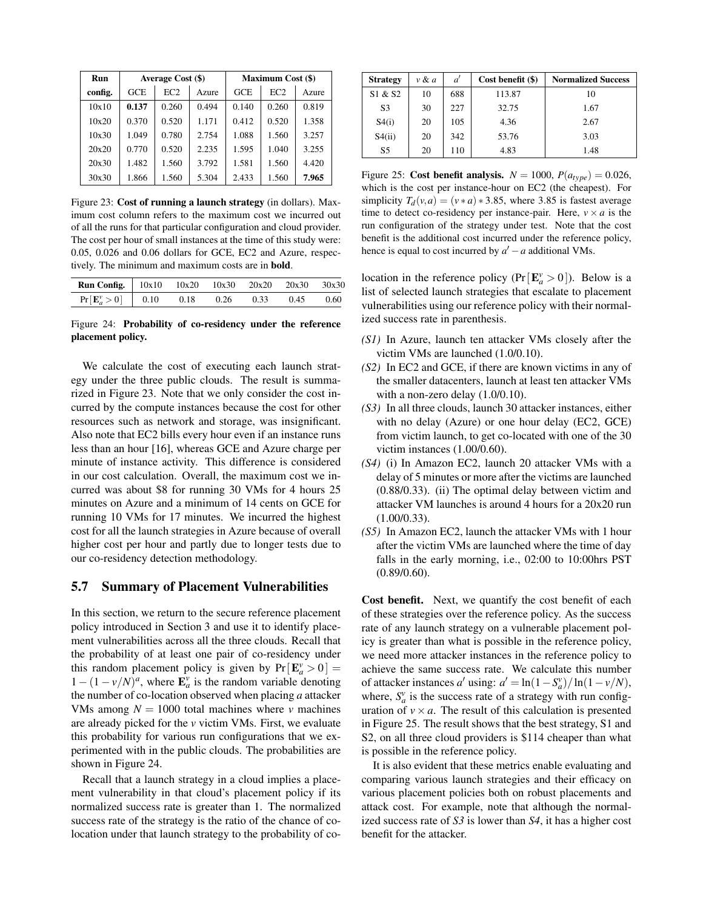| Run | Average Cost ($) | | | Maximum Cost ($) | | |
|---|---|---|---|---|---|---|
| config. | GCE | EC2 | Azure | GCE | EC2 | Azure |
| 10x10 | **0.137** | 0.260 | 0.494 | 0.140 | 0.260 | 0.819 |
| 10x20 | 0.370 | 0.520 | 1.171 | 0.412 | 0.520 | 1.358 |
| 10x30 | 1.049 | 0.780 | 2.754 | 1.088 | 1.560 | 3.257 |
| 20x20 | 0.770 | 0.520 | 2.235 | 1.595 | 1.040 | 3.255 |
| 20x30 | 1.482 | 1.560 | 3.792 | 1.581 | 1.560 | 4.420 |
| 30x30 | 1.866 | 1.560 | 5.304 | 2.433 | 1.560 | **7.965** |

Figure 23: **Cost of running a launch strategy** (in dollars). Maximum cost column refers to the maximum cost we incurred out of all the runs for that particular configuration and cloud provider. The cost per hour of small instances at the time of this study were: 0.05, 0.026 and 0.06 dollars for GCE, EC2 and Azure, respectively. The minimum and maximum costs are in **bold**.

| Run Config. | 10x10 | 10x20 | 10x30 | 20x20 | 20x30 | 30x30 |
|---|---|---|---|---|---|---|
| $\Pr[\mathbf{E}_a^v > 0]$ | 0.10 | 0.18 | 0.26 | 0.33 | 0.45 | 0.60 |

Figure 24: **Probability of co-residency under the reference placement policy.**

We calculate the cost of executing each launch strategy under the three public clouds. The result is summarized in Figure 23. Note that we only consider the cost incurred by the compute instances because the cost for other resources such as network and storage, was insignificant. Also note that EC2 bills every hour even if an instance runs less than an hour [16], whereas GCE and Azure charge per minute of instance activity. This difference is considered in our cost calculation. Overall, the maximum cost we incurred was about $8 for running 30 VMs for 4 hours 25 minutes on Azure and a minimum of 14 cents on GCE for running 10 VMs for 17 minutes. We incurred the highest cost for all the launch strategies in Azure because of overall higher cost per hour and partly due to longer tests due to our co-residency detection methodology.

## 5.7 Summary of Placement Vulnerabilities

In this section, we return to the secure reference placement policy introduced in Section 3 and use it to identify placement vulnerabilities across all the three clouds. Recall that the probability of at least one pair of co-residency under this random placement policy is given by $\Pr[\mathbf{E}_a^v > 0] = 1 - (1 - v/N)^a$, where $\mathbf{E}_a^v$ is the random variable denoting the number of co-location observed when placing $a$ attacker VMs among $N = 1000$ total machines where $v$ machines are already picked for the $v$ victim VMs. First, we evaluate this probability for various run configurations that we experimented with in the public clouds. The probabilities are shown in Figure 24.

Recall that a launch strategy in a cloud implies a placement vulnerability in that cloud's placement policy if its normalized success rate is greater than 1. The normalized success rate of the strategy is the ratio of the chance of co-location under that launch strategy to the probability of co-location in the reference policy ($\Pr[\mathbf{E}_a^v > 0]$). Below is a list of selected launch strategies that escalate to placement vulnerabilities using our reference policy with their normalized success rate in parenthesis.

- *(S1)* In Azure, launch ten attacker VMs closely after the victim VMs are launched (1.0/0.10).
- *(S2)* In EC2 and GCE, if there are known victims in any of the smaller datacenters, launch at least ten attacker VMs with a non-zero delay (1.0/0.10).
- *(S3)* In all three clouds, launch 30 attacker instances, either with no delay (Azure) or one hour delay (EC2, GCE) from victim launch, to get co-located with one of the 30 victim instances (1.00/0.60).
- *(S4)* (i) In Amazon EC2, launch 20 attacker VMs with a delay of 5 minutes or more after the victims are launched (0.88/0.33). (ii) The optimal delay between victim and attacker VM launches is around 4 hours for a 20x20 run (1.00/0.33).
- *(S5)* In Amazon EC2, launch the attacker VMs with 1 hour after the victim VMs are launched where the time of day falls in the early morning, i.e., 02:00 to 10:00hrs PST (0.89/0.60).

| Strategy | $v$ & $a$ | $a'$ | Cost benefit ($) | Normalized Success |
|---|---|---|---|---|
| S1 & S2 | 10 | 688 | 113.87 | 10 |
| S3 | 30 | 227 | 32.75 | 1.67 |
| S4(i) | 20 | 105 | 4.36 | 2.67 |
| S4(ii) | 20 | 342 | 53.76 | 3.03 |
| S5 | 20 | 110 | 4.83 | 1.48 |

Figure 25: **Cost benefit analysis.** $N = 1000$, $P(a_{type}) = 0.026$, which is the cost per instance-hour on EC2 (the cheapest). For simplicity $T_d(v, a) = (v * a) * 3.85$, where 3.85 is fastest average time to detect co-residency per instance-pair. Here, $v \times a$ is the run configuration of the strategy under test. Note that the cost benefit is the additional cost incurred under the reference policy, hence is equal to cost incurred by $a' - a$ additional VMs.

**Cost benefit.** Next, we quantify the cost benefit of each of these strategies over the reference policy. As the success rate of any launch strategy on a vulnerable placement policy is greater than what is possible in the reference policy, we need more attacker instances in the reference policy to achieve the same success rate. We calculate this number of attacker instances $a'$ using: $a' = \ln(1 - S_a^v)/\ln(1 - v/N)$, where, $S_a^v$ is the success rate of a strategy with run configuration of $v \times a$. The result of this calculation is presented in Figure 25. The result shows that the best strategy, S1 and S2, on all three cloud providers is $114 cheaper than what is possible in the reference policy.

It is also evident that these metrics enable evaluating and comparing various launch strategies and their efficacy on various placement policies both on robust placements and attack cost. For example, note that although the normalized success rate of *S3* is lower than *S4*, it has a higher cost benefit for the attacker.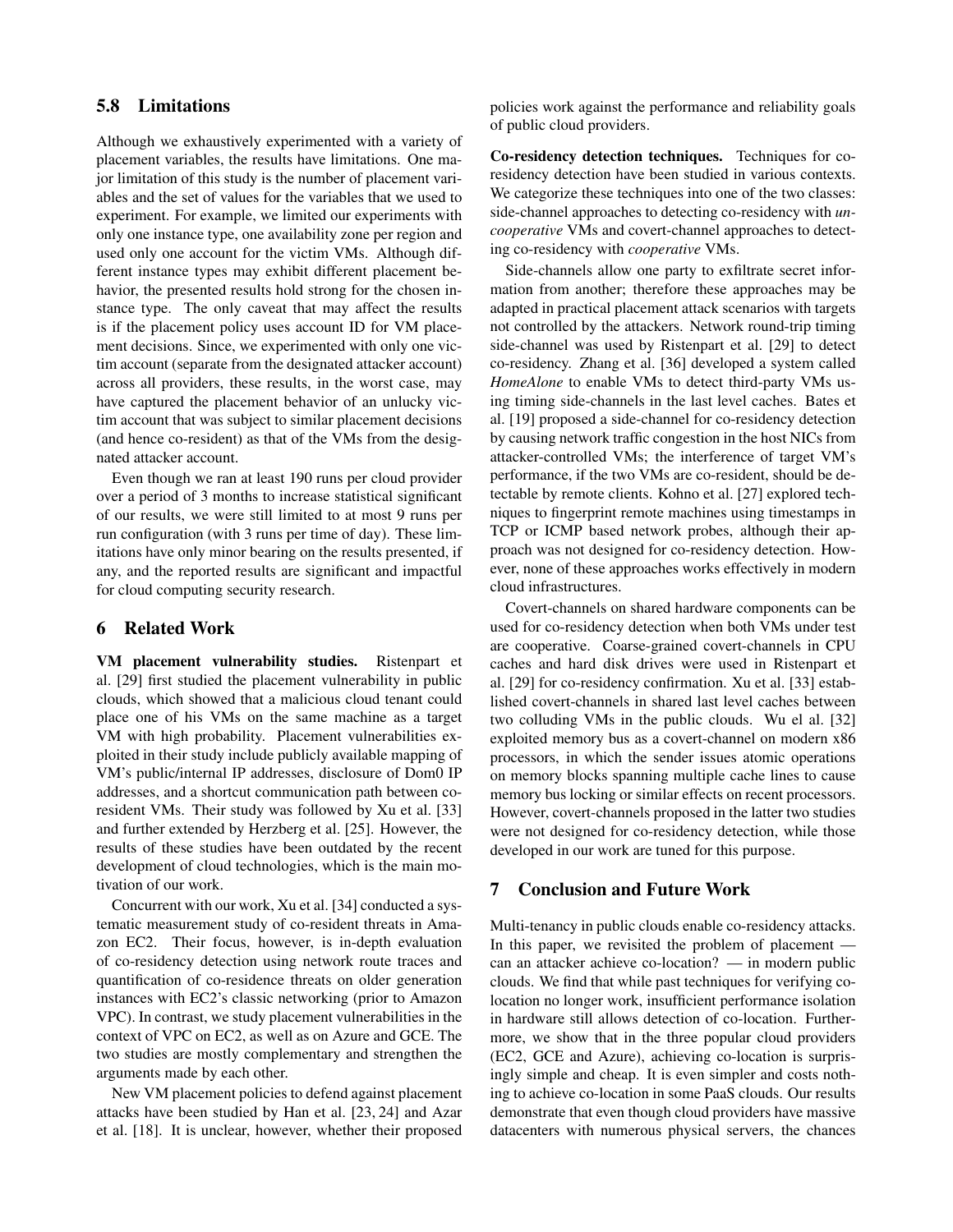### 5.8 Limitations

Although we exhaustively experimented with a variety of placement variables, the results have limitations. One major limitation of this study is the number of placement variables and the set of values for the variables that we used to experiment. For example, we limited our experiments with only one instance type, one availability zone per region and used only one account for the victim VMs. Although different instance types may exhibit different placement behavior, the presented results hold strong for the chosen instance type. The only caveat that may affect the results is if the placement policy uses account ID for VM placement decisions. Since, we experimented with only one victim account (separate from the designated attacker account) across all providers, these results, in the worst case, may have captured the placement behavior of an unlucky victim account that was subject to similar placement decisions (and hence co-resident) as that of the VMs from the designated attacker account.

Even though we ran at least 190 runs per cloud provider over a period of 3 months to increase statistical significant of our results, we were still limited to at most 9 runs per run configuration (with 3 runs per time of day). These limitations have only minor bearing on the results presented, if any, and the reported results are significant and impactful for cloud computing security research.

## 6 Related Work

**VM placement vulnerability studies.** Ristenpart et al. [29] first studied the placement vulnerability in public clouds, which showed that a malicious cloud tenant could place one of his VMs on the same machine as a target VM with high probability. Placement vulnerabilities exploited in their study include publicly available mapping of VM's public/internal IP addresses, disclosure of Dom0 IP addresses, and a shortcut communication path between co-resident VMs. Their study was followed by Xu et al. [33] and further extended by Herzberg et al. [25]. However, the results of these studies have been outdated by the recent development of cloud technologies, which is the main motivation of our work.

Concurrent with our work, Xu et al. [34] conducted a systematic measurement study of co-resident threats in Amazon EC2. Their focus, however, is in-depth evaluation of co-residency detection using network route traces and quantification of co-residence threats on older generation instances with EC2's classic networking (prior to Amazon VPC). In contrast, we study placement vulnerabilities in the context of VPC on EC2, as well as on Azure and GCE. The two studies are mostly complementary and strengthen the arguments made by each other.

New VM placement policies to defend against placement attacks have been studied by Han et al. [23, 24] and Azar et al. [18]. It is unclear, however, whether their proposed policies work against the performance and reliability goals of public cloud providers.

**Co-residency detection techniques.** Techniques for co-residency detection have been studied in various contexts. We categorize these techniques into one of the two classes: side-channel approaches to detecting co-residency with *uncooperative* VMs and covert-channel approaches to detecting co-residency with *cooperative* VMs.

Side-channels allow one party to exfiltrate secret information from another; therefore these approaches may be adapted in practical placement attack scenarios with targets not controlled by the attackers. Network round-trip timing side-channel was used by Ristenpart et al. [29] to detect co-residency. Zhang et al. [36] developed a system called *HomeAlone* to enable VMs to detect third-party VMs using timing side-channels in the last level caches. Bates et al. [19] proposed a side-channel for co-residency detection by causing network traffic congestion in the host NICs from attacker-controlled VMs; the interference of target VM's performance, if the two VMs are co-resident, should be detectable by remote clients. Kohno et al. [27] explored techniques to fingerprint remote machines using timestamps in TCP or ICMP based network probes, although their approach was not designed for co-residency detection. However, none of these approaches works effectively in modern cloud infrastructures.

Covert-channels on shared hardware components can be used for co-residency detection when both VMs under test are cooperative. Coarse-grained covert-channels in CPU caches and hard disk drives were used in Ristenpart et al. [29] for co-residency confirmation. Xu et al. [33] established covert-channels in shared last level caches between two colluding VMs in the public clouds. Wu el al. [32] exploited memory bus as a covert-channel on modern x86 processors, in which the sender issues atomic operations on memory blocks spanning multiple cache lines to cause memory bus locking or similar effects on recent processors. However, covert-channels proposed in the latter two studies were not designed for co-residency detection, while those developed in our work are tuned for this purpose.

## 7 Conclusion and Future Work

Multi-tenancy in public clouds enable co-residency attacks. In this paper, we revisited the problem of placement — can an attacker achieve co-location? — in modern public clouds. We find that while past techniques for verifying co-location no longer work, insufficient performance isolation in hardware still allows detection of co-location. Furthermore, we show that in the three popular cloud providers (EC2, GCE and Azure), achieving co-location is surprisingly simple and cheap. It is even simpler and costs nothing to achieve co-location in some PaaS clouds. Our results demonstrate that even though cloud providers have massive datacenters with numerous physical servers, the chances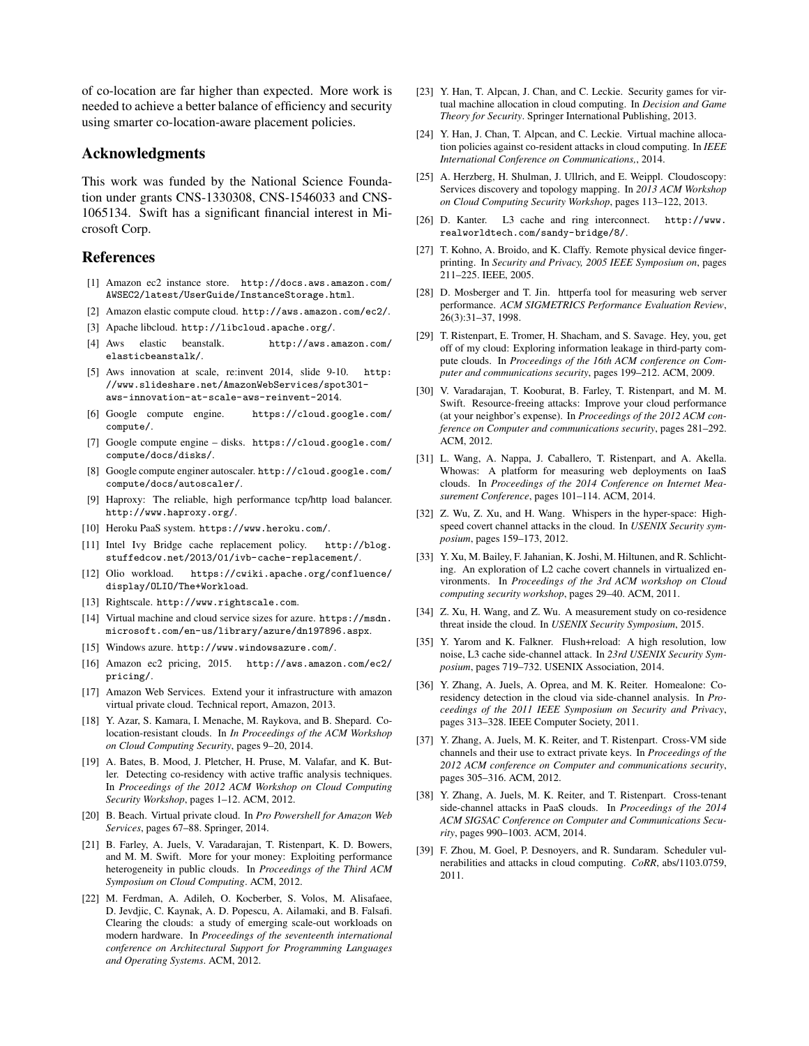of co-location are far higher than expected. More work is needed to achieve a better balance of efficiency and security using smarter co-location-aware placement policies.

## Acknowledgments

This work was funded by the National Science Foundation under grants CNS-1330308, CNS-1546033 and CNS-1065134. Swift has a significant financial interest in Microsoft Corp.

## References

[1] Amazon ec2 instance store. http://docs.aws.amazon.com/AWSEC2/latest/UserGuide/InstanceStorage.html.

[2] Amazon elastic compute cloud. http://aws.amazon.com/ec2/.

[3] Apache libcloud. http://libcloud.apache.org/.

[4] Aws elastic beanstalk. http://aws.amazon.com/elasticbeanstalk/.

[5] Aws innovation at scale, re:invent 2014, slide 9-10. http://www.slideshare.net/AmazonWebServices/spot301-aws-innovation-at-scale-aws-reinvent-2014.

[6] Google compute engine. https://cloud.google.com/compute/.

[7] Google compute engine – disks. https://cloud.google.com/compute/docs/disks/.

[8] Google compute enginer autoscaler. http://cloud.google.com/compute/docs/autoscaler/.

[9] Haproxy: The reliable, high performance tcp/http load balancer. http://www.haproxy.org/.

[10] Heroku PaaS system. https://www.heroku.com/.

[11] Intel Ivy Bridge cache replacement policy. http://blog.stuffedcow.net/2013/01/ivb-cache-replacement/.

[12] Olio workload. https://cwiki.apache.org/confluence/display/OLIO/The+Workload.

[13] Rightscale. http://www.rightscale.com.

[14] Virtual machine and cloud service sizes for azure. https://msdn.microsoft.com/en-us/library/azure/dn197896.aspx.

[15] Windows azure. http://www.windowsazure.com/.

[16] Amazon ec2 pricing, 2015. http://aws.amazon.com/ec2/pricing/.

[17] Amazon Web Services. Extend your it infrastructure with amazon virtual private cloud. Technical report, Amazon, 2013.

[18] Y. Azar, S. Kamara, I. Menache, M. Raykova, and B. Shepard. Co-location-resistant clouds. In *In Proceedings of the ACM Workshop on Cloud Computing Security*, pages 9–20, 2014.

[19] A. Bates, B. Mood, J. Pletcher, H. Pruse, M. Valafar, and K. Butler. Detecting co-residency with active traffic analysis techniques. In *Proceedings of the 2012 ACM Workshop on Cloud Computing Security Workshop*, pages 1–12. ACM, 2012.

[20] B. Beach. Virtual private cloud. In *Pro Powershell for Amazon Web Services*, pages 67–88. Springer, 2014.

[21] B. Farley, A. Juels, V. Varadarajan, T. Ristenpart, K. D. Bowers, and M. M. Swift. More for your money: Exploiting performance heterogeneity in public clouds. In *Proceedings of the Third ACM Symposium on Cloud Computing*. ACM, 2012.

[22] M. Ferdman, A. Adileh, O. Kocberber, S. Volos, M. Alisafaee, D. Jevdjic, C. Kaynak, A. D. Popescu, A. Ailamaki, and B. Falsafi. Clearing the clouds: a study of emerging scale-out workloads on modern hardware. In *Proceedings of the seventeenth international conference on Architectural Support for Programming Languages and Operating Systems*. ACM, 2012.

[23] Y. Han, T. Alpcan, J. Chan, and C. Leckie. Security games for virtual machine allocation in cloud computing. In *Decision and Game Theory for Security*. Springer International Publishing, 2013.

[24] Y. Han, J. Chan, T. Alpcan, and C. Leckie. Virtual machine allocation policies against co-resident attacks in cloud computing. In *IEEE International Conference on Communications,*, 2014.

[25] A. Herzberg, H. Shulman, J. Ullrich, and E. Weippl. Cloudoscopy: Services discovery and topology mapping. In *2013 ACM Workshop on Cloud Computing Security Workshop*, pages 113–122, 2013.

[26] D. Kanter. L3 cache and ring interconnect. http://www.realworldtech.com/sandy-bridge/8/.

[27] T. Kohno, A. Broido, and K. Claffy. Remote physical device fingerprinting. In *Security and Privacy, 2005 IEEE Symposium on*, pages 211–225. IEEE, 2005.

[28] D. Mosberger and T. Jin. httperfa tool for measuring web server performance. *ACM SIGMETRICS Performance Evaluation Review*, 26(3):31–37, 1998.

[29] T. Ristenpart, E. Tromer, H. Shacham, and S. Savage. Hey, you, get off of my cloud: Exploring information leakage in third-party compute clouds. In *Proceedings of the 16th ACM conference on Computer and communications security*, pages 199–212. ACM, 2009.

[30] V. Varadarajan, T. Kooburat, B. Farley, T. Ristenpart, and M. M. Swift. Resource-freeing attacks: Improve your cloud performance (at your neighbor's expense). In *Proceedings of the 2012 ACM conference on Computer and communications security*, pages 281–292. ACM, 2012.

[31] L. Wang, A. Nappa, J. Caballero, T. Ristenpart, and A. Akella. Whowas: A platform for measuring web deployments on IaaS clouds. In *Proceedings of the 2014 Conference on Internet Measurement Conference*, pages 101–114. ACM, 2014.

[32] Z. Wu, Z. Xu, and H. Wang. Whispers in the hyper-space: High-speed covert channel attacks in the cloud. In *USENIX Security symposium*, pages 159–173, 2012.

[33] Y. Xu, M. Bailey, F. Jahanian, K. Joshi, M. Hiltunen, and R. Schlichting. An exploration of L2 cache covert channels in virtualized environments. In *Proceedings of the 3rd ACM workshop on Cloud computing security workshop*, pages 29–40. ACM, 2011.

[34] Z. Xu, H. Wang, and Z. Wu. A measurement study on co-residence threat inside the cloud. In *USENIX Security Symposium*, 2015.

[35] Y. Yarom and K. Falkner. Flush+reload: A high resolution, low noise, L3 cache side-channel attack. In *23rd USENIX Security Symposium*, pages 719–732. USENIX Association, 2014.

[36] Y. Zhang, A. Juels, A. Oprea, and M. K. Reiter. Homealone: Co-residency detection in the cloud via side-channel analysis. In *Proceedings of the 2011 IEEE Symposium on Security and Privacy*, pages 313–328. IEEE Computer Society, 2011.

[37] Y. Zhang, A. Juels, M. K. Reiter, and T. Ristenpart. Cross-VM side channels and their use to extract private keys. In *Proceedings of the 2012 ACM conference on Computer and communications security*, pages 305–316. ACM, 2012.

[38] Y. Zhang, A. Juels, M. K. Reiter, and T. Ristenpart. Cross-tenant side-channel attacks in PaaS clouds. In *Proceedings of the 2014 ACM SIGSAC Conference on Computer and Communications Security*, pages 990–1003. ACM, 2014.

[39] F. Zhou, M. Goel, P. Desnoyers, and R. Sundaram. Scheduler vulnerabilities and attacks in cloud computing. *CoRR*, abs/1103.0759, 2011.